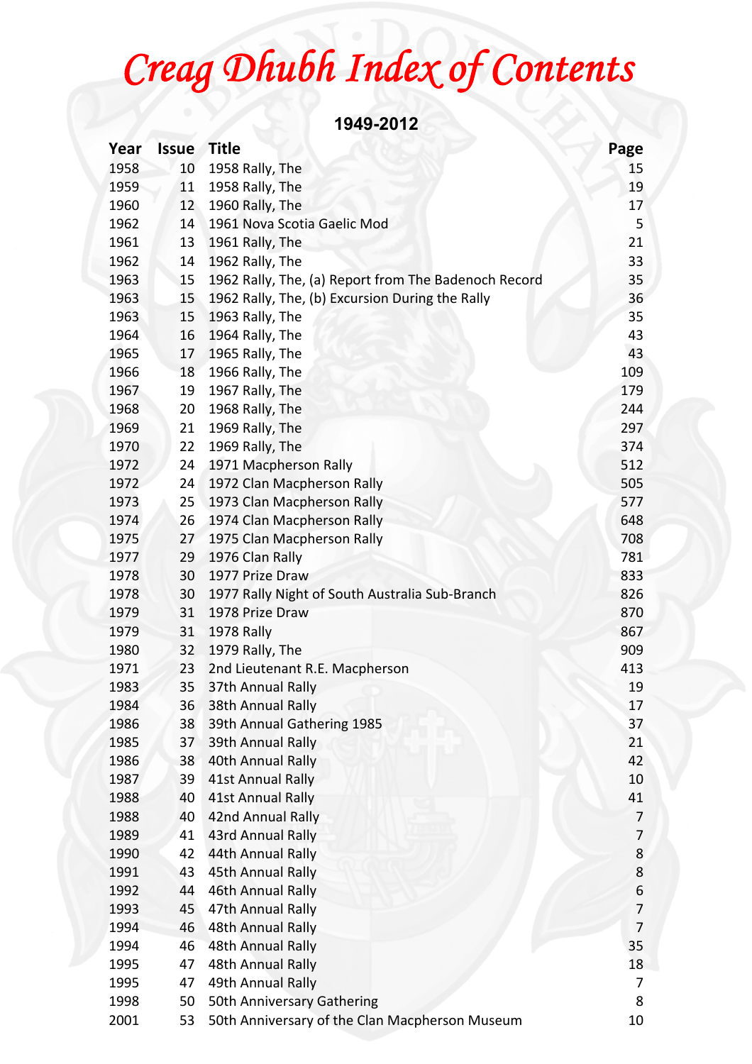# Creag Dhubh Index of Contents

## 1949-2012

| Year | Issue | Title | Page |
|---|---|---|---|
| 1958 | 10 | 1958 Rally, The | 15 |
| 1959 | 11 | 1958 Rally, The | 19 |
| 1960 | 12 | 1960 Rally, The | 17 |
| 1962 | 14 | 1961 Nova Scotia Gaelic Mod | 5 |
| 1961 | 13 | 1961 Rally, The | 21 |
| 1962 | 14 | 1962 Rally, The | 33 |
| 1963 | 15 | 1962 Rally, The, (a) Report from The Badenoch Record | 35 |
| 1963 | 15 | 1962 Rally, The, (b) Excursion During the Rally | 36 |
| 1963 | 15 | 1963 Rally, The | 35 |
| 1964 | 16 | 1964 Rally, The | 43 |
| 1965 | 17 | 1965 Rally, The | 43 |
| 1966 | 18 | 1966 Rally, The | 109 |
| 1967 | 19 | 1967 Rally, The | 179 |
| 1968 | 20 | 1968 Rally, The | 244 |
| 1969 | 21 | 1969 Rally, The | 297 |
| 1970 | 22 | 1969 Rally, The | 374 |
| 1972 | 24 | 1971 Macpherson Rally | 512 |
| 1972 | 24 | 1972 Clan Macpherson Rally | 505 |
| 1973 | 25 | 1973 Clan Macpherson Rally | 577 |
| 1974 | 26 | 1974 Clan Macpherson Rally | 648 |
| 1975 | 27 | 1975 Clan Macpherson Rally | 708 |
| 1977 | 29 | 1976 Clan Rally | 781 |
| 1978 | 30 | 1977 Prize Draw | 833 |
| 1978 | 30 | 1977 Rally Night of South Australia Sub-Branch | 826 |
| 1979 | 31 | 1978 Prize Draw | 870 |
| 1979 | 31 | 1978 Rally | 867 |
| 1980 | 32 | 1979 Rally, The | 909 |
| 1971 | 23 | 2nd Lieutenant R.E. Macpherson | 413 |
| 1983 | 35 | 37th Annual Rally | 19 |
| 1984 | 36 | 38th Annual Rally | 17 |
| 1986 | 38 | 39th Annual Gathering 1985 | 37 |
| 1985 | 37 | 39th Annual Rally | 21 |
| 1986 | 38 | 40th Annual Rally | 42 |
| 1987 | 39 | 41st Annual Rally | 10 |
| 1988 | 40 | 41st Annual Rally | 41 |
| 1988 | 40 | 42nd Annual Rally | 7 |
| 1989 | 41 | 43rd Annual Rally | 7 |
| 1990 | 42 | 44th Annual Rally | 8 |
| 1991 | 43 | 45th Annual Rally | 8 |
| 1992 | 44 | 46th Annual Rally | 6 |
| 1993 | 45 | 47th Annual Rally | 7 |
| 1994 | 46 | 48th Annual Rally | 7 |
| 1994 | 46 | 48th Annual Rally | 35 |
| 1995 | 47 | 48th Annual Rally | 18 |
| 1995 | 47 | 49th Annual Rally | 7 |
| 1998 | 50 | 50th Anniversary Gathering | 8 |
| 2001 | 53 | 50th Anniversary of the Clan Macpherson Museum | 10 |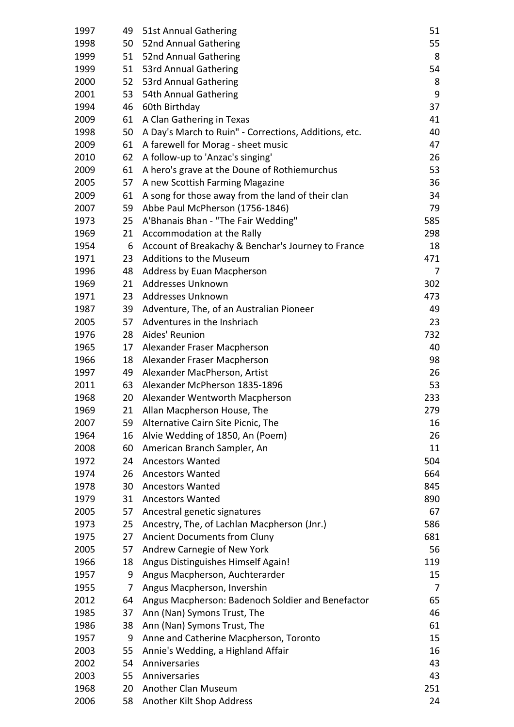| | | | |
|---|---|---|---|
| 1997 | 49 | 51st Annual Gathering | 51 |
| 1998 | 50 | 52nd Annual Gathering | 55 |
| 1999 | 51 | 52nd Annual Gathering | 8 |
| 1999 | 51 | 53rd Annual Gathering | 54 |
| 2000 | 52 | 53rd Annual Gathering | 8 |
| 2001 | 53 | 54th Annual Gathering | 9 |
| 1994 | 46 | 60th Birthday | 37 |
| 2009 | 61 | A Clan Gathering in Texas | 41 |
| 1998 | 50 | A Day's March to Ruin" - Corrections, Additions, etc. | 40 |
| 2009 | 61 | A farewell for Morag - sheet music | 47 |
| 2010 | 62 | A follow-up to 'Anzac's singing' | 26 |
| 2009 | 61 | A hero's grave at the Doune of Rothiemurchus | 53 |
| 2005 | 57 | A new Scottish Farming Magazine | 36 |
| 2009 | 61 | A song for those away from the land of their clan | 34 |
| 2007 | 59 | Abbe Paul McPherson (1756-1846) | 79 |
| 1973 | 25 | A'Bhanais Bhan - "The Fair Wedding" | 585 |
| 1969 | 21 | Accommodation at the Rally | 298 |
| 1954 | 6 | Account of Breakachy & Benchar's Journey to France | 18 |
| 1971 | 23 | Additions to the Museum | 471 |
| 1996 | 48 | Address by Euan Macpherson | 7 |
| 1969 | 21 | Addresses Unknown | 302 |
| 1971 | 23 | Addresses Unknown | 473 |
| 1987 | 39 | Adventure, The, of an Australian Pioneer | 49 |
| 2005 | 57 | Adventures in the Inshriach | 23 |
| 1976 | 28 | Aides' Reunion | 732 |
| 1965 | 17 | Alexander Fraser Macpherson | 40 |
| 1966 | 18 | Alexander Fraser Macpherson | 98 |
| 1997 | 49 | Alexander MacPherson, Artist | 26 |
| 2011 | 63 | Alexander McPherson 1835-1896 | 53 |
| 1968 | 20 | Alexander Wentworth Macpherson | 233 |
| 1969 | 21 | Allan Macpherson House, The | 279 |
| 2007 | 59 | Alternative Cairn Site Picnic, The | 16 |
| 1964 | 16 | Alvie Wedding of 1850, An (Poem) | 26 |
| 2008 | 60 | American Branch Sampler, An | 11 |
| 1972 | 24 | Ancestors Wanted | 504 |
| 1974 | 26 | Ancestors Wanted | 664 |
| 1978 | 30 | Ancestors Wanted | 845 |
| 1979 | 31 | Ancestors Wanted | 890 |
| 2005 | 57 | Ancestral genetic signatures | 67 |
| 1973 | 25 | Ancestry, The, of Lachlan Macpherson (Jnr.) | 586 |
| 1975 | 27 | Ancient Documents from Cluny | 681 |
| 2005 | 57 | Andrew Carnegie of New York | 56 |
| 1966 | 18 | Angus Distinguishes Himself Again! | 119 |
| 1957 | 9 | Angus Macpherson, Auchterarder | 15 |
| 1955 | 7 | Angus Macpherson, Invershin | 7 |
| 2012 | 64 | Angus Macpherson: Badenoch Soldier and Benefactor | 65 |
| 1985 | 37 | Ann (Nan) Symons Trust, The | 46 |
| 1986 | 38 | Ann (Nan) Symons Trust, The | 61 |
| 1957 | 9 | Anne and Catherine Macpherson, Toronto | 15 |
| 2003 | 55 | Annie's Wedding, a Highland Affair | 16 |
| 2002 | 54 | Anniversaries | 43 |
| 2003 | 55 | Anniversaries | 43 |
| 1968 | 20 | Another Clan Museum | 251 |
| 2006 | 58 | Another Kilt Shop Address | 24 |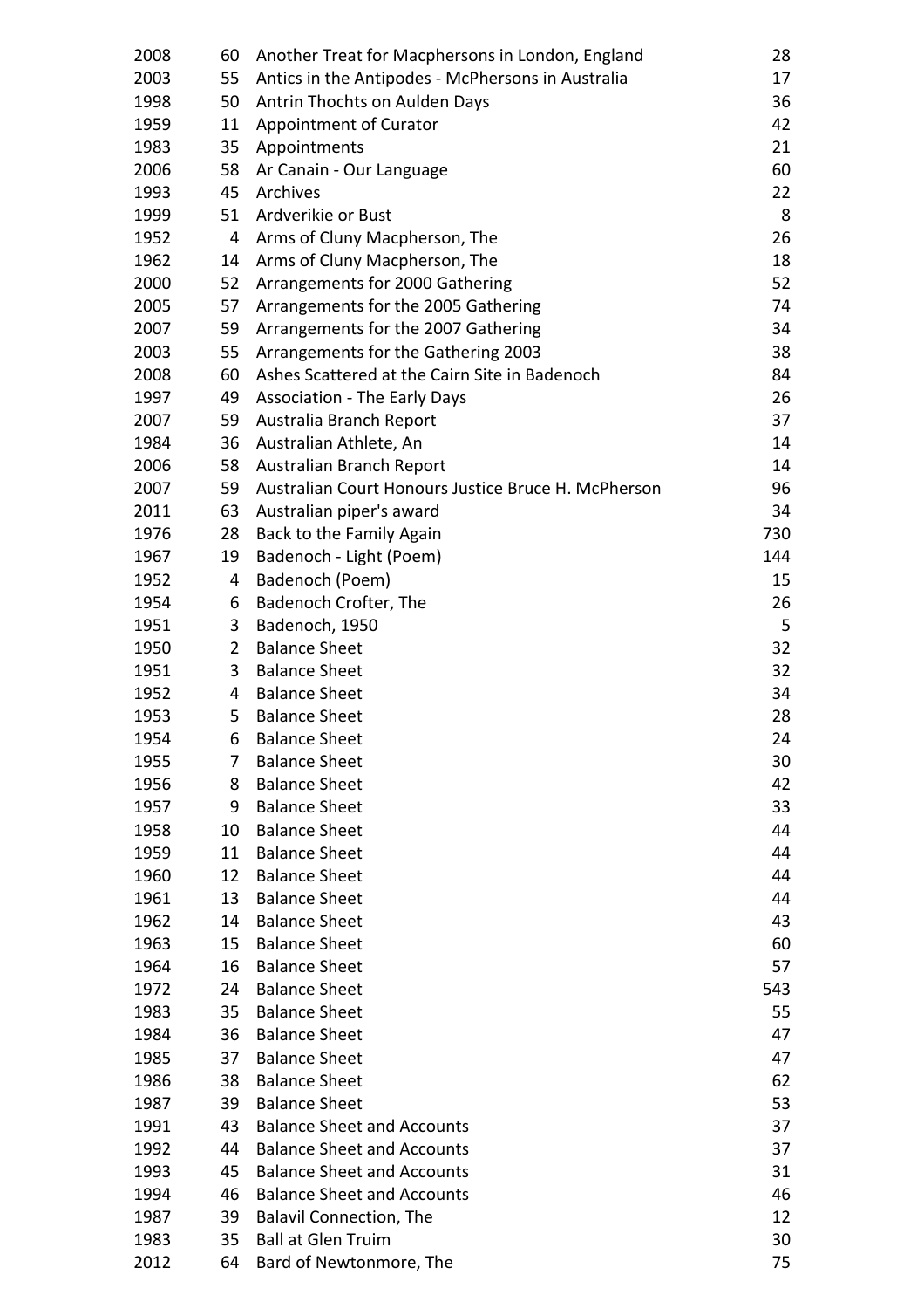| | | | |
|---|---|---|---|
| 2008 | 60 | Another Treat for Macphersons in London, England | 28 |
| 2003 | 55 | Antics in the Antipodes - McPhersons in Australia | 17 |
| 1998 | 50 | Antrin Thochts on Aulden Days | 36 |
| 1959 | 11 | Appointment of Curator | 42 |
| 1983 | 35 | Appointments | 21 |
| 2006 | 58 | Ar Canain - Our Language | 60 |
| 1993 | 45 | Archives | 22 |
| 1999 | 51 | Ardverikie or Bust | 8 |
| 1952 | 4 | Arms of Cluny Macpherson, The | 26 |
| 1962 | 14 | Arms of Cluny Macpherson, The | 18 |
| 2000 | 52 | Arrangements for 2000 Gathering | 52 |
| 2005 | 57 | Arrangements for the 2005 Gathering | 74 |
| 2007 | 59 | Arrangements for the 2007 Gathering | 34 |
| 2003 | 55 | Arrangements for the Gathering 2003 | 38 |
| 2008 | 60 | Ashes Scattered at the Cairn Site in Badenoch | 84 |
| 1997 | 49 | Association - The Early Days | 26 |
| 2007 | 59 | Australia Branch Report | 37 |
| 1984 | 36 | Australian Athlete, An | 14 |
| 2006 | 58 | Australian Branch Report | 14 |
| 2007 | 59 | Australian Court Honours Justice Bruce H. McPherson | 96 |
| 2011 | 63 | Australian piper's award | 34 |
| 1976 | 28 | Back to the Family Again | 730 |
| 1967 | 19 | Badenoch - Light (Poem) | 144 |
| 1952 | 4 | Badenoch (Poem) | 15 |
| 1954 | 6 | Badenoch Crofter, The | 26 |
| 1951 | 3 | Badenoch, 1950 | 5 |
| 1950 | 2 | Balance Sheet | 32 |
| 1951 | 3 | Balance Sheet | 32 |
| 1952 | 4 | Balance Sheet | 34 |
| 1953 | 5 | Balance Sheet | 28 |
| 1954 | 6 | Balance Sheet | 24 |
| 1955 | 7 | Balance Sheet | 30 |
| 1956 | 8 | Balance Sheet | 42 |
| 1957 | 9 | Balance Sheet | 33 |
| 1958 | 10 | Balance Sheet | 44 |
| 1959 | 11 | Balance Sheet | 44 |
| 1960 | 12 | Balance Sheet | 44 |
| 1961 | 13 | Balance Sheet | 44 |
| 1962 | 14 | Balance Sheet | 43 |
| 1963 | 15 | Balance Sheet | 60 |
| 1964 | 16 | Balance Sheet | 57 |
| 1972 | 24 | Balance Sheet | 543 |
| 1983 | 35 | Balance Sheet | 55 |
| 1984 | 36 | Balance Sheet | 47 |
| 1985 | 37 | Balance Sheet | 47 |
| 1986 | 38 | Balance Sheet | 62 |
| 1987 | 39 | Balance Sheet | 53 |
| 1991 | 43 | Balance Sheet and Accounts | 37 |
| 1992 | 44 | Balance Sheet and Accounts | 37 |
| 1993 | 45 | Balance Sheet and Accounts | 31 |
| 1994 | 46 | Balance Sheet and Accounts | 46 |
| 1987 | 39 | Balavil Connection, The | 12 |
| 1983 | 35 | Ball at Glen Truim | 30 |
| 2012 | 64 | Bard of Newtonmore, The | 75 |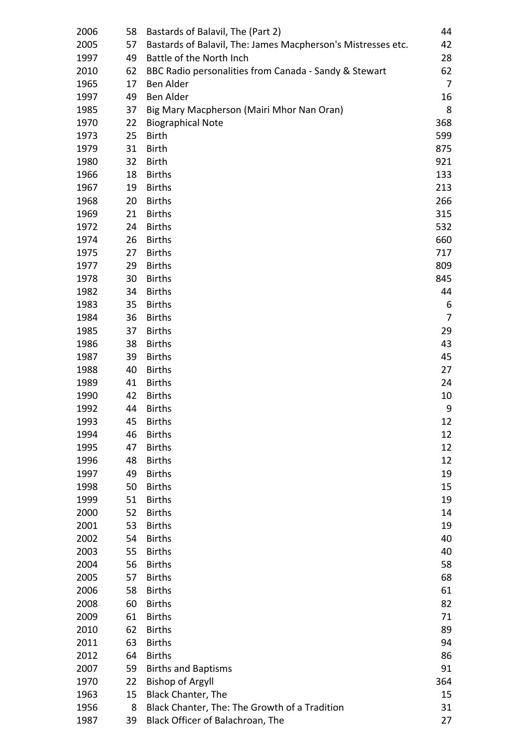| | | | |
|---|---|---|---|
| 2006 | 58 | Bastards of Balavil, The (Part 2) | 44 |
| 2005 | 57 | Bastards of Balavil, The: James Macpherson's Mistresses etc. | 42 |
| 1997 | 49 | Battle of the North Inch | 28 |
| 2010 | 62 | BBC Radio personalities from Canada - Sandy & Stewart | 62 |
| 1965 | 17 | Ben Alder | 7 |
| 1997 | 49 | Ben Alder | 16 |
| 1985 | 37 | Big Mary Macpherson (Mairi Mhor Nan Oran) | 8 |
| 1970 | 22 | Biographical Note | 368 |
| 1973 | 25 | Birth | 599 |
| 1979 | 31 | Birth | 875 |
| 1980 | 32 | Birth | 921 |
| 1966 | 18 | Births | 133 |
| 1967 | 19 | Births | 213 |
| 1968 | 20 | Births | 266 |
| 1969 | 21 | Births | 315 |
| 1972 | 24 | Births | 532 |
| 1974 | 26 | Births | 660 |
| 1975 | 27 | Births | 717 |
| 1977 | 29 | Births | 809 |
| 1978 | 30 | Births | 845 |
| 1982 | 34 | Births | 44 |
| 1983 | 35 | Births | 6 |
| 1984 | 36 | Births | 7 |
| 1985 | 37 | Births | 29 |
| 1986 | 38 | Births | 43 |
| 1987 | 39 | Births | 45 |
| 1988 | 40 | Births | 27 |
| 1989 | 41 | Births | 24 |
| 1990 | 42 | Births | 10 |
| 1992 | 44 | Births | 9 |
| 1993 | 45 | Births | 12 |
| 1994 | 46 | Births | 12 |
| 1995 | 47 | Births | 12 |
| 1996 | 48 | Births | 12 |
| 1997 | 49 | Births | 19 |
| 1998 | 50 | Births | 15 |
| 1999 | 51 | Births | 19 |
| 2000 | 52 | Births | 14 |
| 2001 | 53 | Births | 19 |
| 2002 | 54 | Births | 40 |
| 2003 | 55 | Births | 40 |
| 2004 | 56 | Births | 58 |
| 2005 | 57 | Births | 68 |
| 2006 | 58 | Births | 61 |
| 2008 | 60 | Births | 82 |
| 2009 | 61 | Births | 71 |
| 2010 | 62 | Births | 89 |
| 2011 | 63 | Births | 94 |
| 2012 | 64 | Births | 86 |
| 2007 | 59 | Births and Baptisms | 91 |
| 1970 | 22 | Bishop of Argyll | 364 |
| 1963 | 15 | Black Chanter, The | 15 |
| 1956 | 8 | Black Chanter, The: The Growth of a Tradition | 31 |
| 1987 | 39 | Black Officer of Balachroan, The | 27 |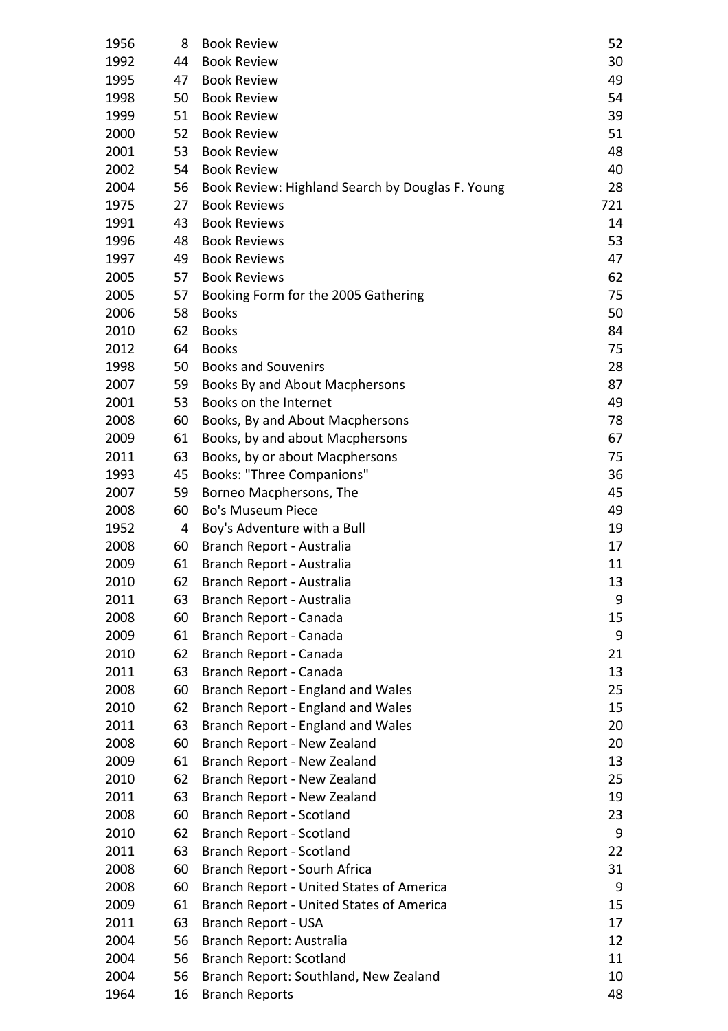| | | | |
|---|---|---|---|
| 1956 | 8 | Book Review | 52 |
| 1992 | 44 | Book Review | 30 |
| 1995 | 47 | Book Review | 49 |
| 1998 | 50 | Book Review | 54 |
| 1999 | 51 | Book Review | 39 |
| 2000 | 52 | Book Review | 51 |
| 2001 | 53 | Book Review | 48 |
| 2002 | 54 | Book Review | 40 |
| 2004 | 56 | Book Review: Highland Search by Douglas F. Young | 28 |
| 1975 | 27 | Book Reviews | 721 |
| 1991 | 43 | Book Reviews | 14 |
| 1996 | 48 | Book Reviews | 53 |
| 1997 | 49 | Book Reviews | 47 |
| 2005 | 57 | Book Reviews | 62 |
| 2005 | 57 | Booking Form for the 2005 Gathering | 75 |
| 2006 | 58 | Books | 50 |
| 2010 | 62 | Books | 84 |
| 2012 | 64 | Books | 75 |
| 1998 | 50 | Books and Souvenirs | 28 |
| 2007 | 59 | Books By and About Macphersons | 87 |
| 2001 | 53 | Books on the Internet | 49 |
| 2008 | 60 | Books, By and About Macphersons | 78 |
| 2009 | 61 | Books, by and about Macphersons | 67 |
| 2011 | 63 | Books, by or about Macphersons | 75 |
| 1993 | 45 | Books: "Three Companions" | 36 |
| 2007 | 59 | Borneo Macphersons, The | 45 |
| 2008 | 60 | Bo's Museum Piece | 49 |
| 1952 | 4 | Boy's Adventure with a Bull | 19 |
| 2008 | 60 | Branch Report - Australia | 17 |
| 2009 | 61 | Branch Report - Australia | 11 |
| 2010 | 62 | Branch Report - Australia | 13 |
| 2011 | 63 | Branch Report - Australia | 9 |
| 2008 | 60 | Branch Report - Canada | 15 |
| 2009 | 61 | Branch Report - Canada | 9 |
| 2010 | 62 | Branch Report - Canada | 21 |
| 2011 | 63 | Branch Report - Canada | 13 |
| 2008 | 60 | Branch Report - England and Wales | 25 |
| 2010 | 62 | Branch Report - England and Wales | 15 |
| 2011 | 63 | Branch Report - England and Wales | 20 |
| 2008 | 60 | Branch Report - New Zealand | 20 |
| 2009 | 61 | Branch Report - New Zealand | 13 |
| 2010 | 62 | Branch Report - New Zealand | 25 |
| 2011 | 63 | Branch Report - New Zealand | 19 |
| 2008 | 60 | Branch Report - Scotland | 23 |
| 2010 | 62 | Branch Report - Scotland | 9 |
| 2011 | 63 | Branch Report - Scotland | 22 |
| 2008 | 60 | Branch Report - South Africa | 31 |
| 2008 | 60 | Branch Report - United States of America | 9 |
| 2009 | 61 | Branch Report - United States of America | 15 |
| 2011 | 63 | Branch Report - USA | 17 |
| 2004 | 56 | Branch Report: Australia | 12 |
| 2004 | 56 | Branch Report: Scotland | 11 |
| 2004 | 56 | Branch Report: Southland, New Zealand | 10 |
| 1964 | 16 | Branch Reports | 48 |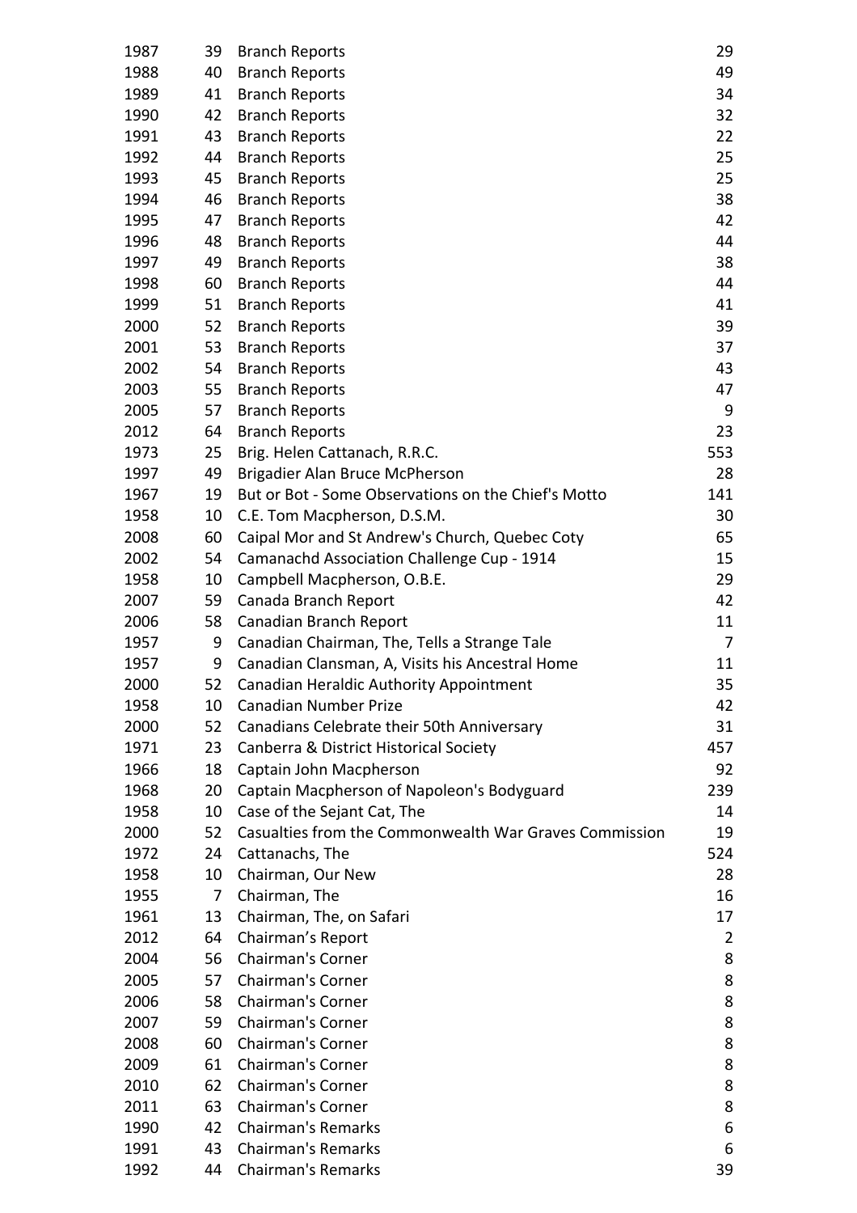| | | | |
|---|---|---|---|
| 1987 | 39 | Branch Reports | 29 |
| 1988 | 40 | Branch Reports | 49 |
| 1989 | 41 | Branch Reports | 34 |
| 1990 | 42 | Branch Reports | 32 |
| 1991 | 43 | Branch Reports | 22 |
| 1992 | 44 | Branch Reports | 25 |
| 1993 | 45 | Branch Reports | 25 |
| 1994 | 46 | Branch Reports | 38 |
| 1995 | 47 | Branch Reports | 42 |
| 1996 | 48 | Branch Reports | 44 |
| 1997 | 49 | Branch Reports | 38 |
| 1998 | 60 | Branch Reports | 44 |
| 1999 | 51 | Branch Reports | 41 |
| 2000 | 52 | Branch Reports | 39 |
| 2001 | 53 | Branch Reports | 37 |
| 2002 | 54 | Branch Reports | 43 |
| 2003 | 55 | Branch Reports | 47 |
| 2005 | 57 | Branch Reports | 9 |
| 2012 | 64 | Branch Reports | 23 |
| 1973 | 25 | Brig. Helen Cattanach, R.R.C. | 553 |
| 1997 | 49 | Brigadier Alan Bruce McPherson | 28 |
| 1967 | 19 | But or Bot - Some Observations on the Chief's Motto | 141 |
| 1958 | 10 | C.E. Tom Macpherson, D.S.M. | 30 |
| 2008 | 60 | Caipal Mor and St Andrew's Church, Quebec Coty | 65 |
| 2002 | 54 | Camanachd Association Challenge Cup - 1914 | 15 |
| 1958 | 10 | Campbell Macpherson, O.B.E. | 29 |
| 2007 | 59 | Canada Branch Report | 42 |
| 2006 | 58 | Canadian Branch Report | 11 |
| 1957 | 9 | Canadian Chairman, The, Tells a Strange Tale | 7 |
| 1957 | 9 | Canadian Clansman, A, Visits his Ancestral Home | 11 |
| 2000 | 52 | Canadian Heraldic Authority Appointment | 35 |
| 1958 | 10 | Canadian Number Prize | 42 |
| 2000 | 52 | Canadians Celebrate their 50th Anniversary | 31 |
| 1971 | 23 | Canberra & District Historical Society | 457 |
| 1966 | 18 | Captain John Macpherson | 92 |
| 1968 | 20 | Captain Macpherson of Napoleon's Bodyguard | 239 |
| 1958 | 10 | Case of the Sejant Cat, The | 14 |
| 2000 | 52 | Casualties from the Commonwealth War Graves Commission | 19 |
| 1972 | 24 | Cattanachs, The | 524 |
| 1958 | 10 | Chairman, Our New | 28 |
| 1955 | 7 | Chairman, The | 16 |
| 1961 | 13 | Chairman, The, on Safari | 17 |
| 2012 | 64 | Chairman’s Report | 2 |
| 2004 | 56 | Chairman's Corner | 8 |
| 2005 | 57 | Chairman's Corner | 8 |
| 2006 | 58 | Chairman's Corner | 8 |
| 2007 | 59 | Chairman's Corner | 8 |
| 2008 | 60 | Chairman's Corner | 8 |
| 2009 | 61 | Chairman's Corner | 8 |
| 2010 | 62 | Chairman's Corner | 8 |
| 2011 | 63 | Chairman's Corner | 8 |
| 1990 | 42 | Chairman's Remarks | 6 |
| 1991 | 43 | Chairman's Remarks | 6 |
| 1992 | 44 | Chairman's Remarks | 39 |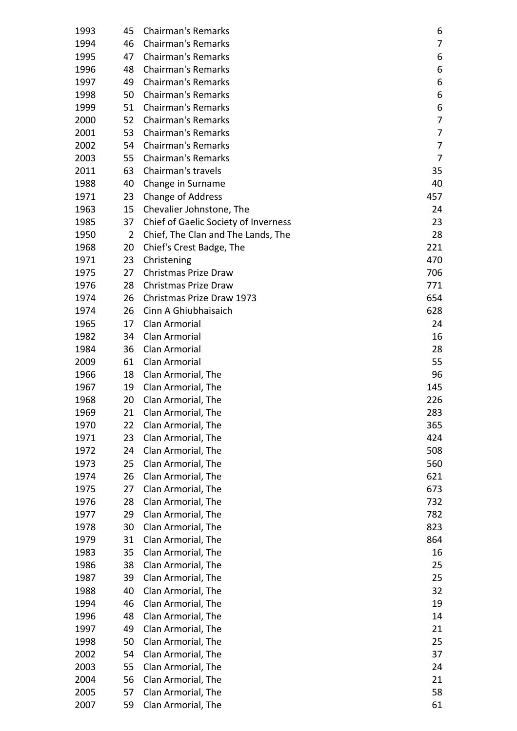| | | | |
|---|---|---|---|
| 1993 | 45 | Chairman's Remarks | 6 |
| 1994 | 46 | Chairman's Remarks | 7 |
| 1995 | 47 | Chairman's Remarks | 6 |
| 1996 | 48 | Chairman's Remarks | 6 |
| 1997 | 49 | Chairman's Remarks | 6 |
| 1998 | 50 | Chairman's Remarks | 6 |
| 1999 | 51 | Chairman's Remarks | 6 |
| 2000 | 52 | Chairman's Remarks | 7 |
| 2001 | 53 | Chairman's Remarks | 7 |
| 2002 | 54 | Chairman's Remarks | 7 |
| 2003 | 55 | Chairman's Remarks | 7 |
| 2011 | 63 | Chairman's travels | 35 |
| 1988 | 40 | Change in Surname | 40 |
| 1971 | 23 | Change of Address | 457 |
| 1963 | 15 | Chevalier Johnstone, The | 24 |
| 1985 | 37 | Chief of Gaelic Society of Inverness | 23 |
| 1950 | 2 | Chief, The Clan and The Lands, The | 28 |
| 1968 | 20 | Chief's Crest Badge, The | 221 |
| 1971 | 23 | Christening | 470 |
| 1975 | 27 | Christmas Prize Draw | 706 |
| 1976 | 28 | Christmas Prize Draw | 771 |
| 1974 | 26 | Christmas Prize Draw 1973 | 654 |
| 1974 | 26 | Cinn A Ghiubhaisaich | 628 |
| 1965 | 17 | Clan Armorial | 24 |
| 1982 | 34 | Clan Armorial | 16 |
| 1984 | 36 | Clan Armorial | 28 |
| 2009 | 61 | Clan Armorial | 55 |
| 1966 | 18 | Clan Armorial, The | 96 |
| 1967 | 19 | Clan Armorial, The | 145 |
| 1968 | 20 | Clan Armorial, The | 226 |
| 1969 | 21 | Clan Armorial, The | 283 |
| 1970 | 22 | Clan Armorial, The | 365 |
| 1971 | 23 | Clan Armorial, The | 424 |
| 1972 | 24 | Clan Armorial, The | 508 |
| 1973 | 25 | Clan Armorial, The | 560 |
| 1974 | 26 | Clan Armorial, The | 621 |
| 1975 | 27 | Clan Armorial, The | 673 |
| 1976 | 28 | Clan Armorial, The | 732 |
| 1977 | 29 | Clan Armorial, The | 782 |
| 1978 | 30 | Clan Armorial, The | 823 |
| 1979 | 31 | Clan Armorial, The | 864 |
| 1983 | 35 | Clan Armorial, The | 16 |
| 1986 | 38 | Clan Armorial, The | 25 |
| 1987 | 39 | Clan Armorial, The | 25 |
| 1988 | 40 | Clan Armorial, The | 32 |
| 1994 | 46 | Clan Armorial, The | 19 |
| 1996 | 48 | Clan Armorial, The | 14 |
| 1997 | 49 | Clan Armorial, The | 21 |
| 1998 | 50 | Clan Armorial, The | 25 |
| 2002 | 54 | Clan Armorial, The | 37 |
| 2003 | 55 | Clan Armorial, The | 24 |
| 2004 | 56 | Clan Armorial, The | 21 |
| 2005 | 57 | Clan Armorial, The | 58 |
| 2007 | 59 | Clan Armorial, The | 61 |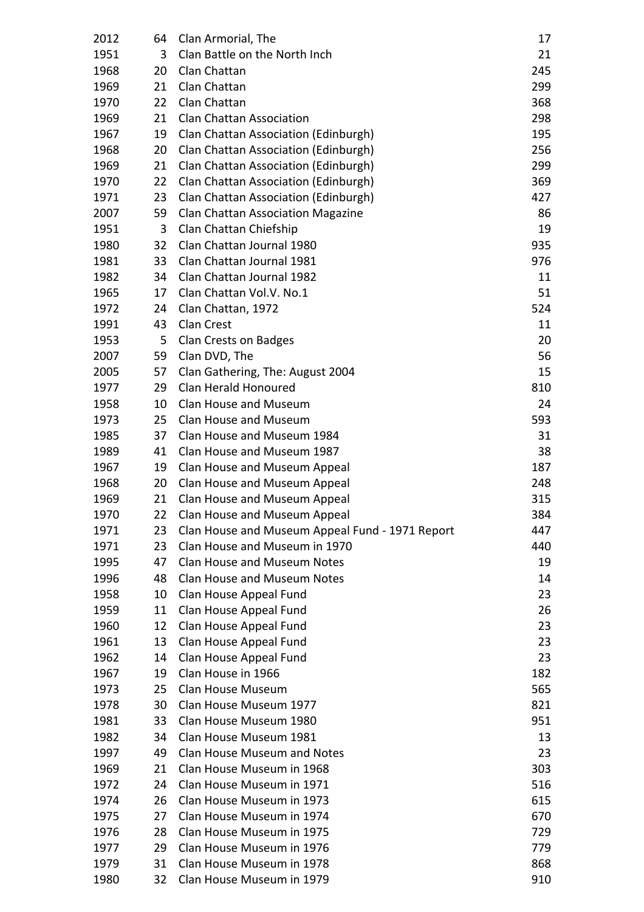| | | | |
|---|---|---|---|
| 2012 | 64 | Clan Armorial, The | 17 |
| 1951 | 3 | Clan Battle on the North Inch | 21 |
| 1968 | 20 | Clan Chattan | 245 |
| 1969 | 21 | Clan Chattan | 299 |
| 1970 | 22 | Clan Chattan | 368 |
| 1969 | 21 | Clan Chattan Association | 298 |
| 1967 | 19 | Clan Chattan Association (Edinburgh) | 195 |
| 1968 | 20 | Clan Chattan Association (Edinburgh) | 256 |
| 1969 | 21 | Clan Chattan Association (Edinburgh) | 299 |
| 1970 | 22 | Clan Chattan Association (Edinburgh) | 369 |
| 1971 | 23 | Clan Chattan Association (Edinburgh) | 427 |
| 2007 | 59 | Clan Chattan Association Magazine | 86 |
| 1951 | 3 | Clan Chattan Chiefship | 19 |
| 1980 | 32 | Clan Chattan Journal 1980 | 935 |
| 1981 | 33 | Clan Chattan Journal 1981 | 976 |
| 1982 | 34 | Clan Chattan Journal 1982 | 11 |
| 1965 | 17 | Clan Chattan Vol.V. No.1 | 51 |
| 1972 | 24 | Clan Chattan, 1972 | 524 |
| 1991 | 43 | Clan Crest | 11 |
| 1953 | 5 | Clan Crests on Badges | 20 |
| 2007 | 59 | Clan DVD, The | 56 |
| 2005 | 57 | Clan Gathering, The: August 2004 | 15 |
| 1977 | 29 | Clan Herald Honoured | 810 |
| 1958 | 10 | Clan House and Museum | 24 |
| 1973 | 25 | Clan House and Museum | 593 |
| 1985 | 37 | Clan House and Museum 1984 | 31 |
| 1989 | 41 | Clan House and Museum 1987 | 38 |
| 1967 | 19 | Clan House and Museum Appeal | 187 |
| 1968 | 20 | Clan House and Museum Appeal | 248 |
| 1969 | 21 | Clan House and Museum Appeal | 315 |
| 1970 | 22 | Clan House and Museum Appeal | 384 |
| 1971 | 23 | Clan House and Museum Appeal Fund - 1971 Report | 447 |
| 1971 | 23 | Clan House and Museum in 1970 | 440 |
| 1995 | 47 | Clan House and Museum Notes | 19 |
| 1996 | 48 | Clan House and Museum Notes | 14 |
| 1958 | 10 | Clan House Appeal Fund | 23 |
| 1959 | 11 | Clan House Appeal Fund | 26 |
| 1960 | 12 | Clan House Appeal Fund | 23 |
| 1961 | 13 | Clan House Appeal Fund | 23 |
| 1962 | 14 | Clan House Appeal Fund | 23 |
| 1967 | 19 | Clan House in 1966 | 182 |
| 1973 | 25 | Clan House Museum | 565 |
| 1978 | 30 | Clan House Museum 1977 | 821 |
| 1981 | 33 | Clan House Museum 1980 | 951 |
| 1982 | 34 | Clan House Museum 1981 | 13 |
| 1997 | 49 | Clan House Museum and Notes | 23 |
| 1969 | 21 | Clan House Museum in 1968 | 303 |
| 1972 | 24 | Clan House Museum in 1971 | 516 |
| 1974 | 26 | Clan House Museum in 1973 | 615 |
| 1975 | 27 | Clan House Museum in 1974 | 670 |
| 1976 | 28 | Clan House Museum in 1975 | 729 |
| 1977 | 29 | Clan House Museum in 1976 | 779 |
| 1979 | 31 | Clan House Museum in 1978 | 868 |
| 1980 | 32 | Clan House Museum in 1979 | 910 |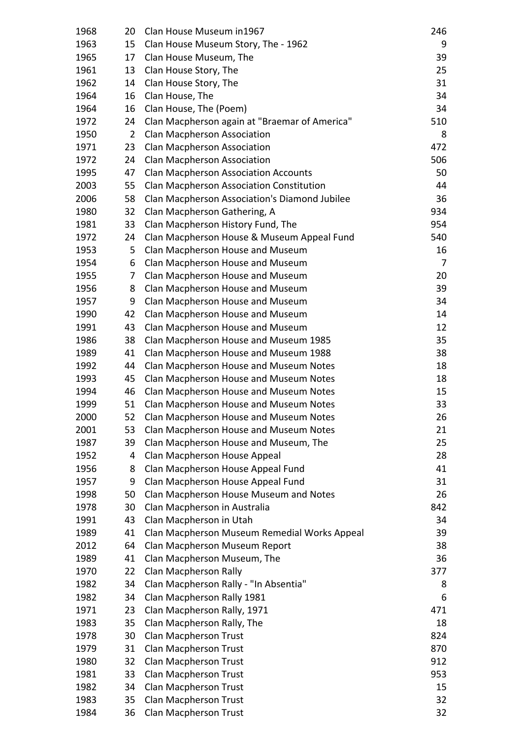| | | | |
|---|---|---|---|
| 1968 | 20 | Clan House Museum in1967 | 246 |
| 1963 | 15 | Clan House Museum Story, The - 1962 | 9 |
| 1965 | 17 | Clan House Museum, The | 39 |
| 1961 | 13 | Clan House Story, The | 25 |
| 1962 | 14 | Clan House Story, The | 31 |
| 1964 | 16 | Clan House, The | 34 |
| 1964 | 16 | Clan House, The (Poem) | 34 |
| 1972 | 24 | Clan Macpherson again at "Braemar of America" | 510 |
| 1950 | 2 | Clan Macpherson Association | 8 |
| 1971 | 23 | Clan Macpherson Association | 472 |
| 1972 | 24 | Clan Macpherson Association | 506 |
| 1995 | 47 | Clan Macpherson Association Accounts | 50 |
| 2003 | 55 | Clan Macpherson Association Constitution | 44 |
| 2006 | 58 | Clan Macpherson Association's Diamond Jubilee | 36 |
| 1980 | 32 | Clan Macpherson Gathering, A | 934 |
| 1981 | 33 | Clan Macpherson History Fund, The | 954 |
| 1972 | 24 | Clan Macpherson House & Museum Appeal Fund | 540 |
| 1953 | 5 | Clan Macpherson House and Museum | 16 |
| 1954 | 6 | Clan Macpherson House and Museum | 7 |
| 1955 | 7 | Clan Macpherson House and Museum | 20 |
| 1956 | 8 | Clan Macpherson House and Museum | 39 |
| 1957 | 9 | Clan Macpherson House and Museum | 34 |
| 1990 | 42 | Clan Macpherson House and Museum | 14 |
| 1991 | 43 | Clan Macpherson House and Museum | 12 |
| 1986 | 38 | Clan Macpherson House and Museum 1985 | 35 |
| 1989 | 41 | Clan Macpherson House and Museum 1988 | 38 |
| 1992 | 44 | Clan Macpherson House and Museum Notes | 18 |
| 1993 | 45 | Clan Macpherson House and Museum Notes | 18 |
| 1994 | 46 | Clan Macpherson House and Museum Notes | 15 |
| 1999 | 51 | Clan Macpherson House and Museum Notes | 33 |
| 2000 | 52 | Clan Macpherson House and Museum Notes | 26 |
| 2001 | 53 | Clan Macpherson House and Museum Notes | 21 |
| 1987 | 39 | Clan Macpherson House and Museum, The | 25 |
| 1952 | 4 | Clan Macpherson House Appeal | 28 |
| 1956 | 8 | Clan Macpherson House Appeal Fund | 41 |
| 1957 | 9 | Clan Macpherson House Appeal Fund | 31 |
| 1998 | 50 | Clan Macpherson House Museum and Notes | 26 |
| 1978 | 30 | Clan Macpherson in Australia | 842 |
| 1991 | 43 | Clan Macpherson in Utah | 34 |
| 1989 | 41 | Clan Macpherson Museum Remedial Works Appeal | 39 |
| 2012 | 64 | Clan Macpherson Museum Report | 38 |
| 1989 | 41 | Clan Macpherson Museum, The | 36 |
| 1970 | 22 | Clan Macpherson Rally | 377 |
| 1982 | 34 | Clan Macpherson Rally - "In Absentia" | 8 |
| 1982 | 34 | Clan Macpherson Rally 1981 | 6 |
| 1971 | 23 | Clan Macpherson Rally, 1971 | 471 |
| 1983 | 35 | Clan Macpherson Rally, The | 18 |
| 1978 | 30 | Clan Macpherson Trust | 824 |
| 1979 | 31 | Clan Macpherson Trust | 870 |
| 1980 | 32 | Clan Macpherson Trust | 912 |
| 1981 | 33 | Clan Macpherson Trust | 953 |
| 1982 | 34 | Clan Macpherson Trust | 15 |
| 1983 | 35 | Clan Macpherson Trust | 32 |
| 1984 | 36 | Clan Macpherson Trust | 32 |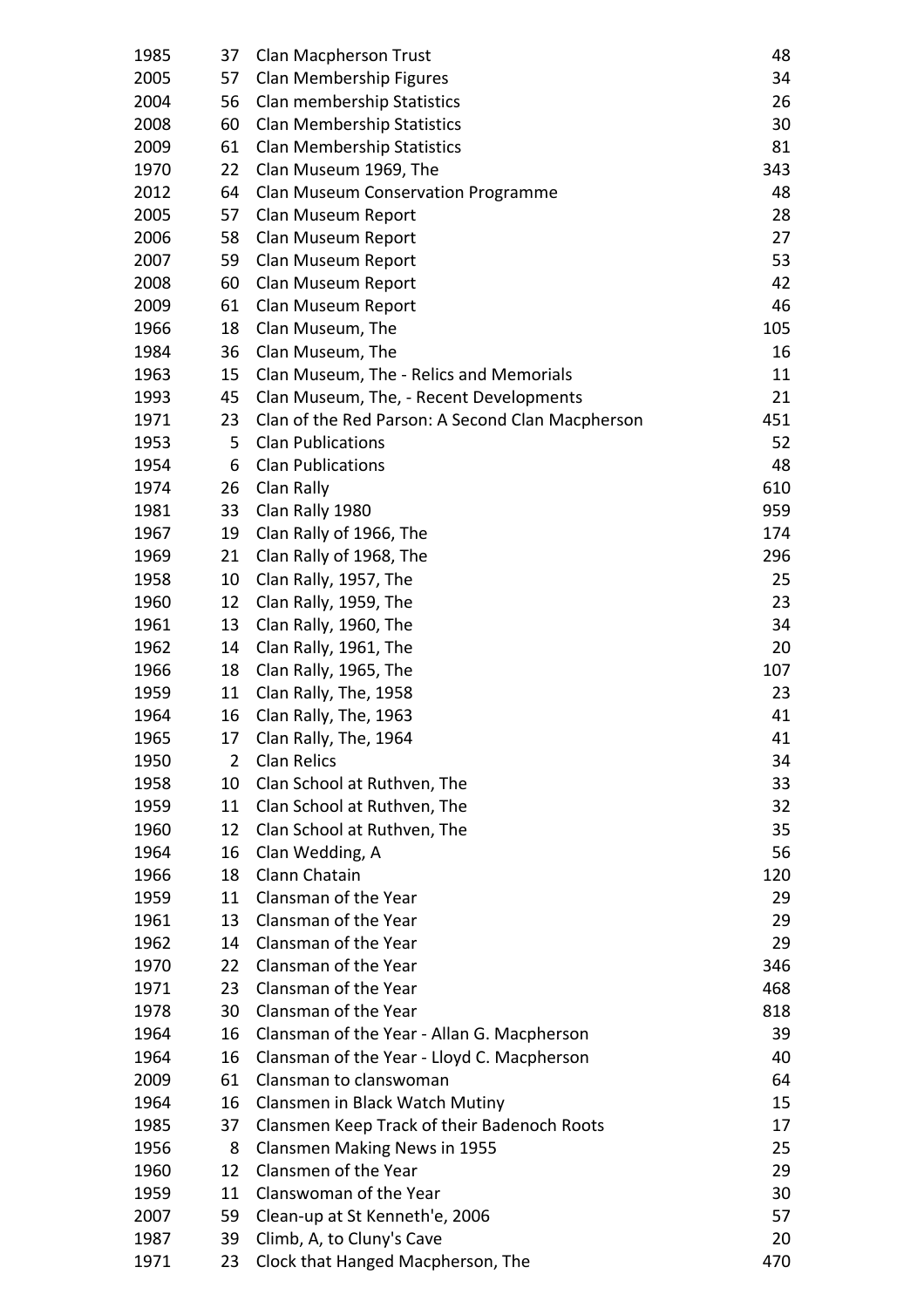| | | | |
|---|---|---|---|
| 1985 | 37 | Clan Macpherson Trust | 48 |
| 2005 | 57 | Clan Membership Figures | 34 |
| 2004 | 56 | Clan membership Statistics | 26 |
| 2008 | 60 | Clan Membership Statistics | 30 |
| 2009 | 61 | Clan Membership Statistics | 81 |
| 1970 | 22 | Clan Museum 1969, The | 343 |
| 2012 | 64 | Clan Museum Conservation Programme | 48 |
| 2005 | 57 | Clan Museum Report | 28 |
| 2006 | 58 | Clan Museum Report | 27 |
| 2007 | 59 | Clan Museum Report | 53 |
| 2008 | 60 | Clan Museum Report | 42 |
| 2009 | 61 | Clan Museum Report | 46 |
| 1966 | 18 | Clan Museum, The | 105 |
| 1984 | 36 | Clan Museum, The | 16 |
| 1963 | 15 | Clan Museum, The - Relics and Memorials | 11 |
| 1993 | 45 | Clan Museum, The, - Recent Developments | 21 |
| 1971 | 23 | Clan of the Red Parson: A Second Clan Macpherson | 451 |
| 1953 | 5 | Clan Publications | 52 |
| 1954 | 6 | Clan Publications | 48 |
| 1974 | 26 | Clan Rally | 610 |
| 1981 | 33 | Clan Rally 1980 | 959 |
| 1967 | 19 | Clan Rally of 1966, The | 174 |
| 1969 | 21 | Clan Rally of 1968, The | 296 |
| 1958 | 10 | Clan Rally, 1957, The | 25 |
| 1960 | 12 | Clan Rally, 1959, The | 23 |
| 1961 | 13 | Clan Rally, 1960, The | 34 |
| 1962 | 14 | Clan Rally, 1961, The | 20 |
| 1966 | 18 | Clan Rally, 1965, The | 107 |
| 1959 | 11 | Clan Rally, The, 1958 | 23 |
| 1964 | 16 | Clan Rally, The, 1963 | 41 |
| 1965 | 17 | Clan Rally, The, 1964 | 41 |
| 1950 | 2 | Clan Relics | 34 |
| 1958 | 10 | Clan School at Ruthven, The | 33 |
| 1959 | 11 | Clan School at Ruthven, The | 32 |
| 1960 | 12 | Clan School at Ruthven, The | 35 |
| 1964 | 16 | Clan Wedding, A | 56 |
| 1966 | 18 | Clann Chatain | 120 |
| 1959 | 11 | Clansman of the Year | 29 |
| 1961 | 13 | Clansman of the Year | 29 |
| 1962 | 14 | Clansman of the Year | 29 |
| 1970 | 22 | Clansman of the Year | 346 |
| 1971 | 23 | Clansman of the Year | 468 |
| 1978 | 30 | Clansman of the Year | 818 |
| 1964 | 16 | Clansman of the Year - Allan G. Macpherson | 39 |
| 1964 | 16 | Clansman of the Year - Lloyd C. Macpherson | 40 |
| 2009 | 61 | Clansman to clanswoman | 64 |
| 1964 | 16 | Clansmen in Black Watch Mutiny | 15 |
| 1985 | 37 | Clansmen Keep Track of their Badenoch Roots | 17 |
| 1956 | 8 | Clansmen Making News in 1955 | 25 |
| 1960 | 12 | Clansmen of the Year | 29 |
| 1959 | 11 | Clanswoman of the Year | 30 |
| 2007 | 59 | Clean-up at St Kenneth'e, 2006 | 57 |
| 1987 | 39 | Climb, A, to Cluny's Cave | 20 |
| 1971 | 23 | Clock that Hanged Macpherson, The | 470 |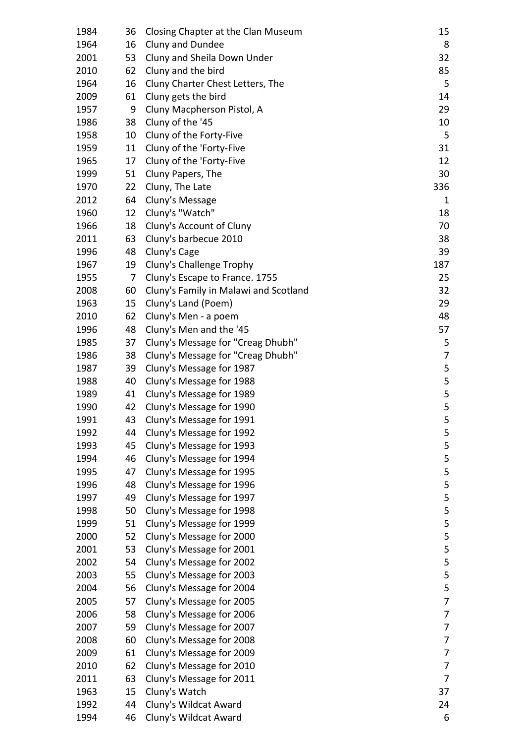| | | | |
|---|---|---|---|
| 1984 | 36 | Closing Chapter at the Clan Museum | 15 |
| 1964 | 16 | Cluny and Dundee | 8 |
| 2001 | 53 | Cluny and Sheila Down Under | 32 |
| 2010 | 62 | Cluny and the bird | 85 |
| 1964 | 16 | Cluny Charter Chest Letters, The | 5 |
| 2009 | 61 | Cluny gets the bird | 14 |
| 1957 | 9 | Cluny Macpherson Pistol, A | 29 |
| 1986 | 38 | Cluny of the '45 | 10 |
| 1958 | 10 | Cluny of the Forty-Five | 5 |
| 1959 | 11 | Cluny of the 'Forty-Five | 31 |
| 1965 | 17 | Cluny of the 'Forty-Five | 12 |
| 1999 | 51 | Cluny Papers, The | 30 |
| 1970 | 22 | Cluny, The Late | 336 |
| 2012 | 64 | Cluny's Message | 1 |
| 1960 | 12 | Cluny's "Watch" | 18 |
| 1966 | 18 | Cluny's Account of Cluny | 70 |
| 2011 | 63 | Cluny's barbecue 2010 | 38 |
| 1996 | 48 | Cluny's Cage | 39 |
| 1967 | 19 | Cluny's Challenge Trophy | 187 |
| 1955 | 7 | Cluny's Escape to France. 1755 | 25 |
| 2008 | 60 | Cluny's Family in Malawi and Scotland | 32 |
| 1963 | 15 | Cluny's Land (Poem) | 29 |
| 2010 | 62 | Cluny's Men - a poem | 48 |
| 1996 | 48 | Cluny's Men and the '45 | 57 |
| 1985 | 37 | Cluny's Message for "Creag Dhubh" | 5 |
| 1986 | 38 | Cluny's Message for "Creag Dhubh" | 7 |
| 1987 | 39 | Cluny's Message for 1987 | 5 |
| 1988 | 40 | Cluny's Message for 1988 | 5 |
| 1989 | 41 | Cluny's Message for 1989 | 5 |
| 1990 | 42 | Cluny's Message for 1990 | 5 |
| 1991 | 43 | Cluny's Message for 1991 | 5 |
| 1992 | 44 | Cluny's Message for 1992 | 5 |
| 1993 | 45 | Cluny's Message for 1993 | 5 |
| 1994 | 46 | Cluny's Message for 1994 | 5 |
| 1995 | 47 | Cluny's Message for 1995 | 5 |
| 1996 | 48 | Cluny's Message for 1996 | 5 |
| 1997 | 49 | Cluny's Message for 1997 | 5 |
| 1998 | 50 | Cluny's Message for 1998 | 5 |
| 1999 | 51 | Cluny's Message for 1999 | 5 |
| 2000 | 52 | Cluny's Message for 2000 | 5 |
| 2001 | 53 | Cluny's Message for 2001 | 5 |
| 2002 | 54 | Cluny's Message for 2002 | 5 |
| 2003 | 55 | Cluny's Message for 2003 | 5 |
| 2004 | 56 | Cluny's Message for 2004 | 5 |
| 2005 | 57 | Cluny's Message for 2005 | 7 |
| 2006 | 58 | Cluny's Message for 2006 | 7 |
| 2007 | 59 | Cluny's Message for 2007 | 7 |
| 2008 | 60 | Cluny's Message for 2008 | 7 |
| 2009 | 61 | Cluny's Message for 2009 | 7 |
| 2010 | 62 | Cluny's Message for 2010 | 7 |
| 2011 | 63 | Cluny's Message for 2011 | 7 |
| 1963 | 15 | Cluny's Watch | 37 |
| 1992 | 44 | Cluny's Wildcat Award | 24 |
| 1994 | 46 | Cluny's Wildcat Award | 6 |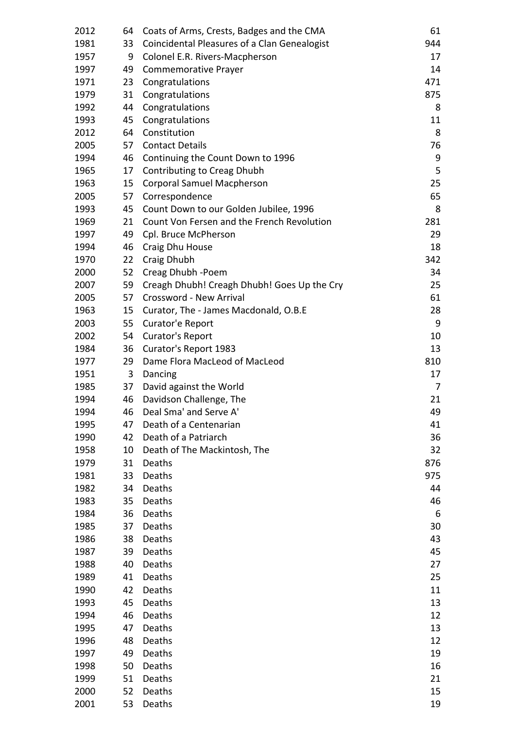| | | | |
|---|---|---|---|
| 2012 | 64 | Coats of Arms, Crests, Badges and the CMA | 61 |
| 1981 | 33 | Coincidental Pleasures of a Clan Genealogist | 944 |
| 1957 | 9 | Colonel E.R. Rivers-Macpherson | 17 |
| 1997 | 49 | Commemorative Prayer | 14 |
| 1971 | 23 | Congratulations | 471 |
| 1979 | 31 | Congratulations | 875 |
| 1992 | 44 | Congratulations | 8 |
| 1993 | 45 | Congratulations | 11 |
| 2012 | 64 | Constitution | 8 |
| 2005 | 57 | Contact Details | 76 |
| 1994 | 46 | Continuing the Count Down to 1996 | 9 |
| 1965 | 17 | Contributing to Creag Dhubh | 5 |
| 1963 | 15 | Corporal Samuel Macpherson | 25 |
| 2005 | 57 | Correspondence | 65 |
| 1993 | 45 | Count Down to our Golden Jubilee, 1996 | 8 |
| 1969 | 21 | Count Von Fersen and the French Revolution | 281 |
| 1997 | 49 | Cpl. Bruce McPherson | 29 |
| 1994 | 46 | Craig Dhu House | 18 |
| 1970 | 22 | Craig Dhubh | 342 |
| 2000 | 52 | Creag Dhubh -Poem | 34 |
| 2007 | 59 | Creagh Dhubh! Creagh Dhubh! Goes Up the Cry | 25 |
| 2005 | 57 | Crossword - New Arrival | 61 |
| 1963 | 15 | Curator, The - James Macdonald, O.B.E | 28 |
| 2003 | 55 | Curator'e Report | 9 |
| 2002 | 54 | Curator's Report | 10 |
| 1984 | 36 | Curator's Report 1983 | 13 |
| 1977 | 29 | Dame Flora MacLeod of MacLeod | 810 |
| 1951 | 3 | Dancing | 17 |
| 1985 | 37 | David against the World | 7 |
| 1994 | 46 | Davidson Challenge, The | 21 |
| 1994 | 46 | Deal Sma' and Serve A' | 49 |
| 1995 | 47 | Death of a Centenarian | 41 |
| 1990 | 42 | Death of a Patriarch | 36 |
| 1958 | 10 | Death of The Mackintosh, The | 32 |
| 1979 | 31 | Deaths | 876 |
| 1981 | 33 | Deaths | 975 |
| 1982 | 34 | Deaths | 44 |
| 1983 | 35 | Deaths | 46 |
| 1984 | 36 | Deaths | 6 |
| 1985 | 37 | Deaths | 30 |
| 1986 | 38 | Deaths | 43 |
| 1987 | 39 | Deaths | 45 |
| 1988 | 40 | Deaths | 27 |
| 1989 | 41 | Deaths | 25 |
| 1990 | 42 | Deaths | 11 |
| 1993 | 45 | Deaths | 13 |
| 1994 | 46 | Deaths | 12 |
| 1995 | 47 | Deaths | 13 |
| 1996 | 48 | Deaths | 12 |
| 1997 | 49 | Deaths | 19 |
| 1998 | 50 | Deaths | 16 |
| 1999 | 51 | Deaths | 21 |
| 2000 | 52 | Deaths | 15 |
| 2001 | 53 | Deaths | 19 |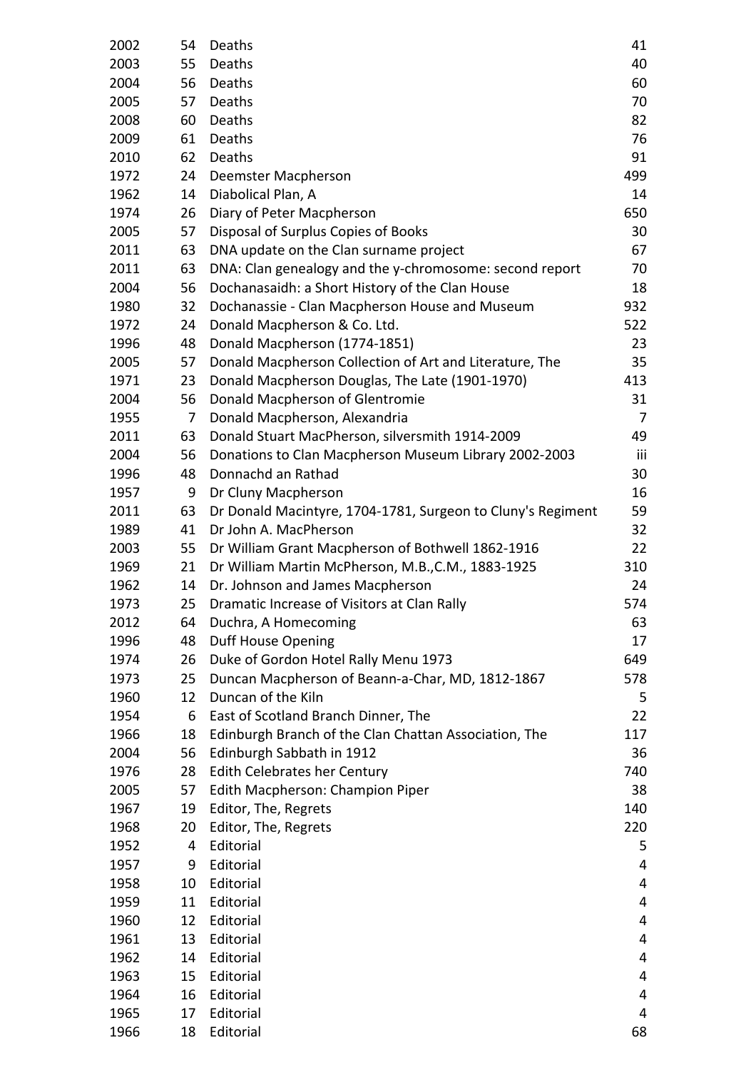| | | | |
|---|---|---|---|
| 2002 | 54 | Deaths | 41 |
| 2003 | 55 | Deaths | 40 |
| 2004 | 56 | Deaths | 60 |
| 2005 | 57 | Deaths | 70 |
| 2008 | 60 | Deaths | 82 |
| 2009 | 61 | Deaths | 76 |
| 2010 | 62 | Deaths | 91 |
| 1972 | 24 | Deemster Macpherson | 499 |
| 1962 | 14 | Diabolical Plan, A | 14 |
| 1974 | 26 | Diary of Peter Macpherson | 650 |
| 2005 | 57 | Disposal of Surplus Copies of Books | 30 |
| 2011 | 63 | DNA update on the Clan surname project | 67 |
| 2011 | 63 | DNA: Clan genealogy and the y-chromosome: second report | 70 |
| 2004 | 56 | Dochanasaidh: a Short History of the Clan House | 18 |
| 1980 | 32 | Dochanassie - Clan Macpherson House and Museum | 932 |
| 1972 | 24 | Donald Macpherson & Co. Ltd. | 522 |
| 1996 | 48 | Donald Macpherson (1774-1851) | 23 |
| 2005 | 57 | Donald Macpherson Collection of Art and Literature, The | 35 |
| 1971 | 23 | Donald Macpherson Douglas, The Late (1901-1970) | 413 |
| 2004 | 56 | Donald Macpherson of Glentromie | 31 |
| 1955 | 7 | Donald Macpherson, Alexandria | 7 |
| 2011 | 63 | Donald Stuart MacPherson, silversmith 1914-2009 | 49 |
| 2004 | 56 | Donations to Clan Macpherson Museum Library 2002-2003 | iii |
| 1996 | 48 | Donnachd an Rathad | 30 |
| 1957 | 9 | Dr Cluny Macpherson | 16 |
| 2011 | 63 | Dr Donald Macintyre, 1704-1781, Surgeon to Cluny's Regiment | 59 |
| 1989 | 41 | Dr John A. MacPherson | 32 |
| 2003 | 55 | Dr William Grant Macpherson of Bothwell 1862-1916 | 22 |
| 1969 | 21 | Dr William Martin McPherson, M.B.,C.M., 1883-1925 | 310 |
| 1962 | 14 | Dr. Johnson and James Macpherson | 24 |
| 1973 | 25 | Dramatic Increase of Visitors at Clan Rally | 574 |
| 2012 | 64 | Duchra, A Homecoming | 63 |
| 1996 | 48 | Duff House Opening | 17 |
| 1974 | 26 | Duke of Gordon Hotel Rally Menu 1973 | 649 |
| 1973 | 25 | Duncan Macpherson of Beann-a-Char, MD, 1812-1867 | 578 |
| 1960 | 12 | Duncan of the Kiln | 5 |
| 1954 | 6 | East of Scotland Branch Dinner, The | 22 |
| 1966 | 18 | Edinburgh Branch of the Clan Chattan Association, The | 117 |
| 2004 | 56 | Edinburgh Sabbath in 1912 | 36 |
| 1976 | 28 | Edith Celebrates her Century | 740 |
| 2005 | 57 | Edith Macpherson: Champion Piper | 38 |
| 1967 | 19 | Editor, The, Regrets | 140 |
| 1968 | 20 | Editor, The, Regrets | 220 |
| 1952 | 4 | Editorial | 5 |
| 1957 | 9 | Editorial | 4 |
| 1958 | 10 | Editorial | 4 |
| 1959 | 11 | Editorial | 4 |
| 1960 | 12 | Editorial | 4 |
| 1961 | 13 | Editorial | 4 |
| 1962 | 14 | Editorial | 4 |
| 1963 | 15 | Editorial | 4 |
| 1964 | 16 | Editorial | 4 |
| 1965 | 17 | Editorial | 4 |
| 1966 | 18 | Editorial | 68 |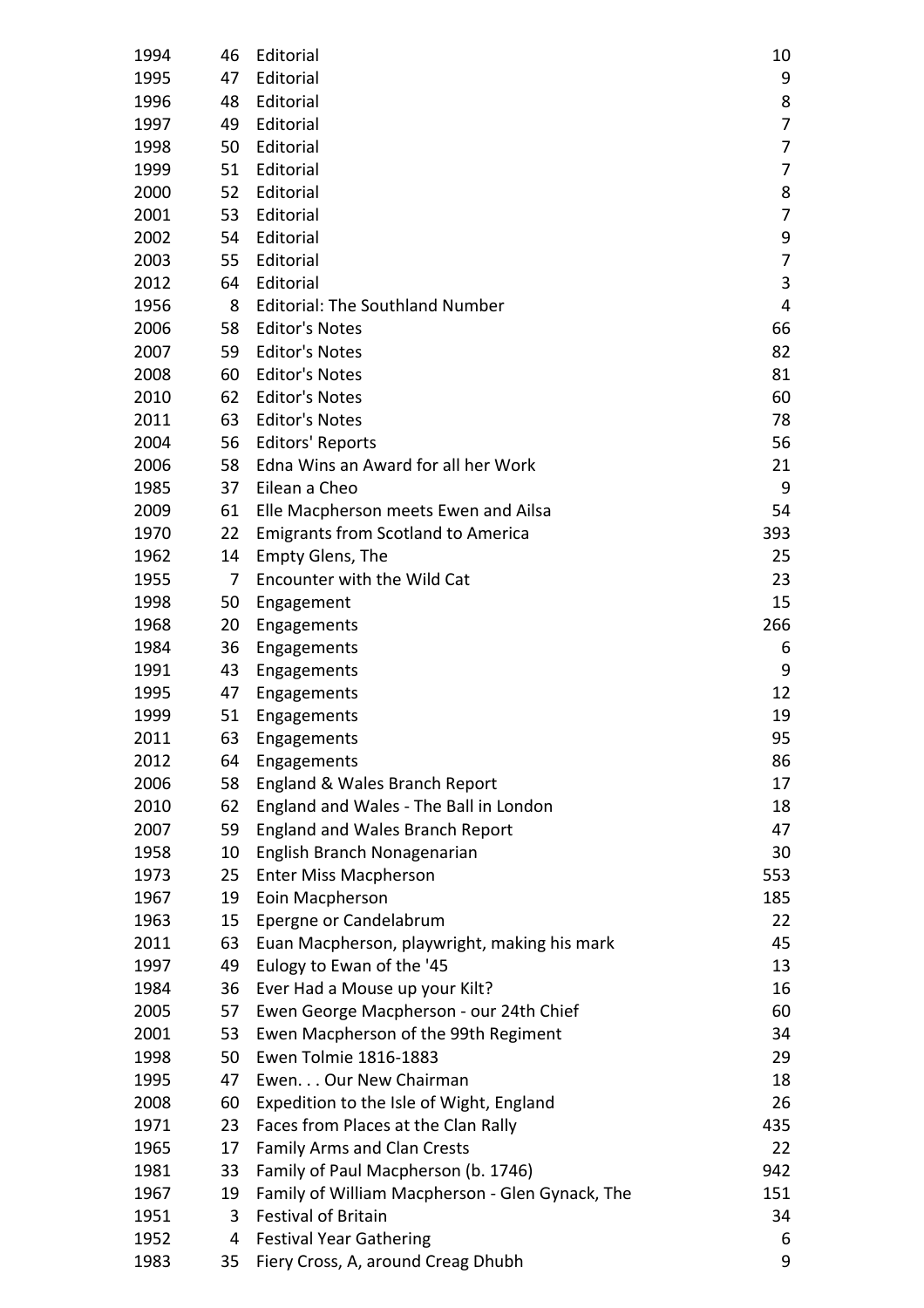| | | | |
|---|---|---|---|
| 1994 | 46 | Editorial | 10 |
| 1995 | 47 | Editorial | 9 |
| 1996 | 48 | Editorial | 8 |
| 1997 | 49 | Editorial | 7 |
| 1998 | 50 | Editorial | 7 |
| 1999 | 51 | Editorial | 7 |
| 2000 | 52 | Editorial | 8 |
| 2001 | 53 | Editorial | 7 |
| 2002 | 54 | Editorial | 9 |
| 2003 | 55 | Editorial | 7 |
| 2012 | 64 | Editorial | 3 |
| 1956 | 8 | Editorial: The Southland Number | 4 |
| 2006 | 58 | Editor's Notes | 66 |
| 2007 | 59 | Editor's Notes | 82 |
| 2008 | 60 | Editor's Notes | 81 |
| 2010 | 62 | Editor's Notes | 60 |
| 2011 | 63 | Editor's Notes | 78 |
| 2004 | 56 | Editors' Reports | 56 |
| 2006 | 58 | Edna Wins an Award for all her Work | 21 |
| 1985 | 37 | Eilean a Cheo | 9 |
| 2009 | 61 | Elle Macpherson meets Ewen and Ailsa | 54 |
| 1970 | 22 | Emigrants from Scotland to America | 393 |
| 1962 | 14 | Empty Glens, The | 25 |
| 1955 | 7 | Encounter with the Wild Cat | 23 |
| 1998 | 50 | Engagement | 15 |
| 1968 | 20 | Engagements | 266 |
| 1984 | 36 | Engagements | 6 |
| 1991 | 43 | Engagements | 9 |
| 1995 | 47 | Engagements | 12 |
| 1999 | 51 | Engagements | 19 |
| 2011 | 63 | Engagements | 95 |
| 2012 | 64 | Engagements | 86 |
| 2006 | 58 | England & Wales Branch Report | 17 |
| 2010 | 62 | England and Wales - The Ball in London | 18 |
| 2007 | 59 | England and Wales Branch Report | 47 |
| 1958 | 10 | English Branch Nonagenarian | 30 |
| 1973 | 25 | Enter Miss Macpherson | 553 |
| 1967 | 19 | Eoin Macpherson | 185 |
| 1963 | 15 | Epergne or Candelabrum | 22 |
| 2011 | 63 | Euan Macpherson, playwright, making his mark | 45 |
| 1997 | 49 | Eulogy to Ewan of the '45 | 13 |
| 1984 | 36 | Ever Had a Mouse up your Kilt? | 16 |
| 2005 | 57 | Ewen George Macpherson - our 24th Chief | 60 |
| 2001 | 53 | Ewen Macpherson of the 99th Regiment | 34 |
| 1998 | 50 | Ewen Tolmie 1816-1883 | 29 |
| 1995 | 47 | Ewen. . . Our New Chairman | 18 |
| 2008 | 60 | Expedition to the Isle of Wight, England | 26 |
| 1971 | 23 | Faces from Places at the Clan Rally | 435 |
| 1965 | 17 | Family Arms and Clan Crests | 22 |
| 1981 | 33 | Family of Paul Macpherson (b. 1746) | 942 |
| 1967 | 19 | Family of William Macpherson - Glen Gynack, The | 151 |
| 1951 | 3 | Festival of Britain | 34 |
| 1952 | 4 | Festival Year Gathering | 6 |
| 1983 | 35 | Fiery Cross, A, around Creag Dhubh | 9 |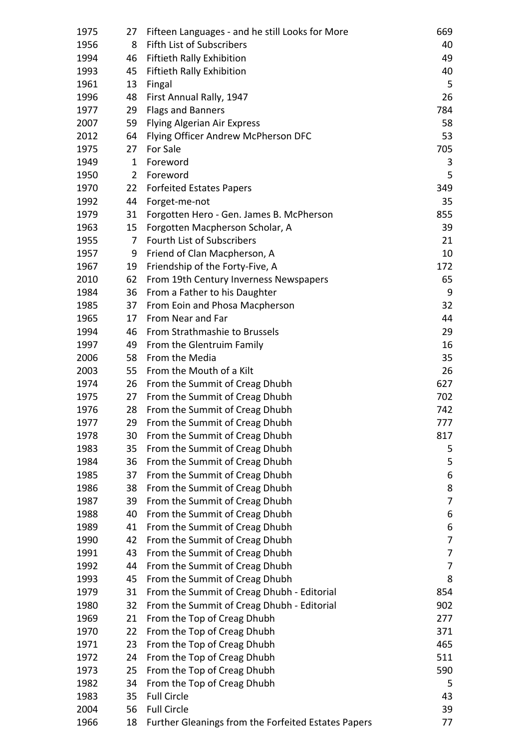| | | | |
|---|---|---|---|
| 1975 | 27 | Fifteen Languages - and he still Looks for More | 669 |
| 1956 | 8 | Fifth List of Subscribers | 40 |
| 1994 | 46 | Fiftieth Rally Exhibition | 49 |
| 1993 | 45 | Fiftieth Rally Exhibition | 40 |
| 1961 | 13 | Fingal | 5 |
| 1996 | 48 | First Annual Rally, 1947 | 26 |
| 1977 | 29 | Flags and Banners | 784 |
| 2007 | 59 | Flying Algerian Air Express | 58 |
| 2012 | 64 | Flying Officer Andrew McPherson DFC | 53 |
| 1975 | 27 | For Sale | 705 |
| 1949 | 1 | Foreword | 3 |
| 1950 | 2 | Foreword | 5 |
| 1970 | 22 | Forfeited Estates Papers | 349 |
| 1992 | 44 | Forget-me-not | 35 |
| 1979 | 31 | Forgotten Hero - Gen. James B. McPherson | 855 |
| 1963 | 15 | Forgotten Macpherson Scholar, A | 39 |
| 1955 | 7 | Fourth List of Subscribers | 21 |
| 1957 | 9 | Friend of Clan Macpherson, A | 10 |
| 1967 | 19 | Friendship of the Forty-Five, A | 172 |
| 2010 | 62 | From 19th Century Inverness Newspapers | 65 |
| 1984 | 36 | From a Father to his Daughter | 9 |
| 1985 | 37 | From Eoin and Phosa Macpherson | 32 |
| 1965 | 17 | From Near and Far | 44 |
| 1994 | 46 | From Strathmashie to Brussels | 29 |
| 1997 | 49 | From the Glentruim Family | 16 |
| 2006 | 58 | From the Media | 35 |
| 2003 | 55 | From the Mouth of a Kilt | 26 |
| 1974 | 26 | From the Summit of Creag Dhubh | 627 |
| 1975 | 27 | From the Summit of Creag Dhubh | 702 |
| 1976 | 28 | From the Summit of Creag Dhubh | 742 |
| 1977 | 29 | From the Summit of Creag Dhubh | 777 |
| 1978 | 30 | From the Summit of Creag Dhubh | 817 |
| 1983 | 35 | From the Summit of Creag Dhubh | 5 |
| 1984 | 36 | From the Summit of Creag Dhubh | 5 |
| 1985 | 37 | From the Summit of Creag Dhubh | 6 |
| 1986 | 38 | From the Summit of Creag Dhubh | 8 |
| 1987 | 39 | From the Summit of Creag Dhubh | 7 |
| 1988 | 40 | From the Summit of Creag Dhubh | 6 |
| 1989 | 41 | From the Summit of Creag Dhubh | 6 |
| 1990 | 42 | From the Summit of Creag Dhubh | 7 |
| 1991 | 43 | From the Summit of Creag Dhubh | 7 |
| 1992 | 44 | From the Summit of Creag Dhubh | 7 |
| 1993 | 45 | From the Summit of Creag Dhubh | 8 |
| 1979 | 31 | From the Summit of Creag Dhubh - Editorial | 854 |
| 1980 | 32 | From the Summit of Creag Dhubh - Editorial | 902 |
| 1969 | 21 | From the Top of Creag Dhubh | 277 |
| 1970 | 22 | From the Top of Creag Dhubh | 371 |
| 1971 | 23 | From the Top of Creag Dhubh | 465 |
| 1972 | 24 | From the Top of Creag Dhubh | 511 |
| 1973 | 25 | From the Top of Creag Dhubh | 590 |
| 1982 | 34 | From the Top of Creag Dhubh | 5 |
| 1983 | 35 | Full Circle | 43 |
| 2004 | 56 | Full Circle | 39 |
| 1966 | 18 | Further Gleanings from the Forfeited Estates Papers | 77 |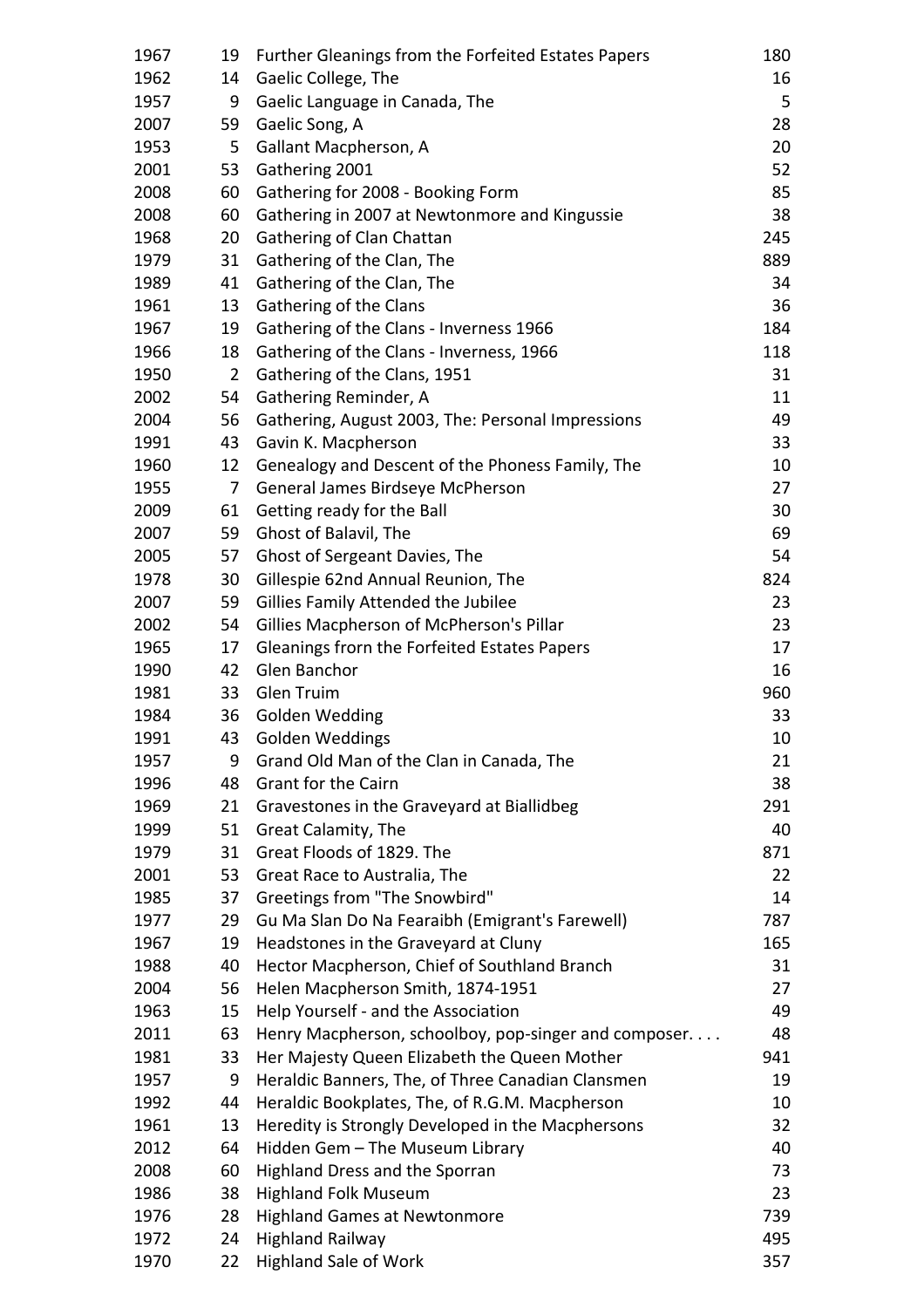| | | | |
|---|---|---|---|
| 1967 | 19 | Further Gleanings from the Forfeited Estates Papers | 180 |
| 1962 | 14 | Gaelic College, The | 16 |
| 1957 | 9 | Gaelic Language in Canada, The | 5 |
| 2007 | 59 | Gaelic Song, A | 28 |
| 1953 | 5 | Gallant Macpherson, A | 20 |
| 2001 | 53 | Gathering 2001 | 52 |
| 2008 | 60 | Gathering for 2008 - Booking Form | 85 |
| 2008 | 60 | Gathering in 2007 at Newtonmore and Kingussie | 38 |
| 1968 | 20 | Gathering of Clan Chattan | 245 |
| 1979 | 31 | Gathering of the Clan, The | 889 |
| 1989 | 41 | Gathering of the Clan, The | 34 |
| 1961 | 13 | Gathering of the Clans | 36 |
| 1967 | 19 | Gathering of the Clans - Inverness 1966 | 184 |
| 1966 | 18 | Gathering of the Clans - Inverness, 1966 | 118 |
| 1950 | 2 | Gathering of the Clans, 1951 | 31 |
| 2002 | 54 | Gathering Reminder, A | 11 |
| 2004 | 56 | Gathering, August 2003, The: Personal Impressions | 49 |
| 1991 | 43 | Gavin K. Macpherson | 33 |
| 1960 | 12 | Genealogy and Descent of the Phoness Family, The | 10 |
| 1955 | 7 | General James Birdseye McPherson | 27 |
| 2009 | 61 | Getting ready for the Ball | 30 |
| 2007 | 59 | Ghost of Balavil, The | 69 |
| 2005 | 57 | Ghost of Sergeant Davies, The | 54 |
| 1978 | 30 | Gillespie 62nd Annual Reunion, The | 824 |
| 2007 | 59 | Gillies Family Attended the Jubilee | 23 |
| 2002 | 54 | Gillies Macpherson of McPherson's Pillar | 23 |
| 1965 | 17 | Gleanings frorn the Forfeited Estates Papers | 17 |
| 1990 | 42 | Glen Banchor | 16 |
| 1981 | 33 | Glen Truim | 960 |
| 1984 | 36 | Golden Wedding | 33 |
| 1991 | 43 | Golden Weddings | 10 |
| 1957 | 9 | Grand Old Man of the Clan in Canada, The | 21 |
| 1996 | 48 | Grant for the Cairn | 38 |
| 1969 | 21 | Gravestones in the Graveyard at Biallidbeg | 291 |
| 1999 | 51 | Great Calamity, The | 40 |
| 1979 | 31 | Great Floods of 1829. The | 871 |
| 2001 | 53 | Great Race to Australia, The | 22 |
| 1985 | 37 | Greetings from "The Snowbird" | 14 |
| 1977 | 29 | Gu Ma Slan Do Na Fearaibh (Emigrant's Farewell) | 787 |
| 1967 | 19 | Headstones in the Graveyard at Cluny | 165 |
| 1988 | 40 | Hector Macpherson, Chief of Southland Branch | 31 |
| 2004 | 56 | Helen Macpherson Smith, 1874-1951 | 27 |
| 1963 | 15 | Help Yourself - and the Association | 49 |
| 2011 | 63 | Henry Macpherson, schoolboy, pop-singer and composer. . . . | 48 |
| 1981 | 33 | Her Majesty Queen Elizabeth the Queen Mother | 941 |
| 1957 | 9 | Heraldic Banners, The, of Three Canadian Clansmen | 19 |
| 1992 | 44 | Heraldic Bookplates, The, of R.G.M. Macpherson | 10 |
| 1961 | 13 | Heredity is Strongly Developed in the Macphersons | 32 |
| 2012 | 64 | Hidden Gem – The Museum Library | 40 |
| 2008 | 60 | Highland Dress and the Sporran | 73 |
| 1986 | 38 | Highland Folk Museum | 23 |
| 1976 | 28 | Highland Games at Newtonmore | 739 |
| 1972 | 24 | Highland Railway | 495 |
| 1970 | 22 | Highland Sale of Work | 357 |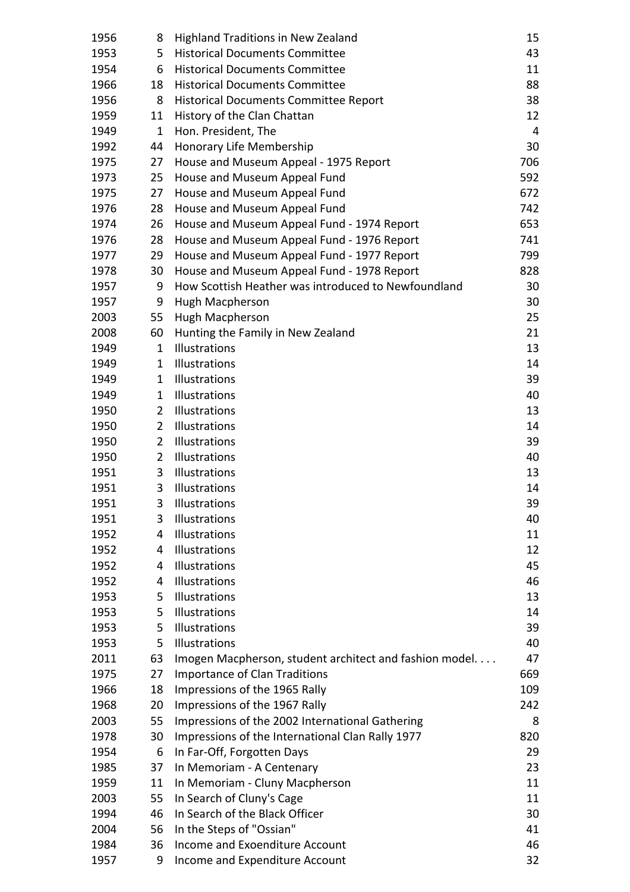| | | | |
|---|---|---|---|
| 1956 | 8 | Highland Traditions in New Zealand | 15 |
| 1953 | 5 | Historical Documents Committee | 43 |
| 1954 | 6 | Historical Documents Committee | 11 |
| 1966 | 18 | Historical Documents Committee | 88 |
| 1956 | 8 | Historical Documents Committee Report | 38 |
| 1959 | 11 | History of the Clan Chattan | 12 |
| 1949 | 1 | Hon. President, The | 4 |
| 1992 | 44 | Honorary Life Membership | 30 |
| 1975 | 27 | House and Museum Appeal - 1975 Report | 706 |
| 1973 | 25 | House and Museum Appeal Fund | 592 |
| 1975 | 27 | House and Museum Appeal Fund | 672 |
| 1976 | 28 | House and Museum Appeal Fund | 742 |
| 1974 | 26 | House and Museum Appeal Fund - 1974 Report | 653 |
| 1976 | 28 | House and Museum Appeal Fund - 1976 Report | 741 |
| 1977 | 29 | House and Museum Appeal Fund - 1977 Report | 799 |
| 1978 | 30 | House and Museum Appeal Fund - 1978 Report | 828 |
| 1957 | 9 | How Scottish Heather was introduced to Newfoundland | 30 |
| 1957 | 9 | Hugh Macpherson | 30 |
| 2003 | 55 | Hugh Macpherson | 25 |
| 2008 | 60 | Hunting the Family in New Zealand | 21 |
| 1949 | 1 | Illustrations | 13 |
| 1949 | 1 | Illustrations | 14 |
| 1949 | 1 | Illustrations | 39 |
| 1949 | 1 | Illustrations | 40 |
| 1950 | 2 | Illustrations | 13 |
| 1950 | 2 | Illustrations | 14 |
| 1950 | 2 | Illustrations | 39 |
| 1950 | 2 | Illustrations | 40 |
| 1951 | 3 | Illustrations | 13 |
| 1951 | 3 | Illustrations | 14 |
| 1951 | 3 | Illustrations | 39 |
| 1951 | 3 | Illustrations | 40 |
| 1952 | 4 | Illustrations | 11 |
| 1952 | 4 | Illustrations | 12 |
| 1952 | 4 | Illustrations | 45 |
| 1952 | 4 | Illustrations | 46 |
| 1953 | 5 | Illustrations | 13 |
| 1953 | 5 | Illustrations | 14 |
| 1953 | 5 | Illustrations | 39 |
| 1953 | 5 | Illustrations | 40 |
| 2011 | 63 | Imogen Macpherson, student architect and fashion model. . . . | 47 |
| 1975 | 27 | Importance of Clan Traditions | 669 |
| 1966 | 18 | Impressions of the 1965 Rally | 109 |
| 1968 | 20 | Impressions of the 1967 Rally | 242 |
| 2003 | 55 | Impressions of the 2002 International Gathering | 8 |
| 1978 | 30 | Impressions of the International Clan Rally 1977 | 820 |
| 1954 | 6 | In Far-Off, Forgotten Days | 29 |
| 1985 | 37 | In Memoriam - A Centenary | 23 |
| 1959 | 11 | In Memoriam - Cluny Macpherson | 11 |
| 2003 | 55 | In Search of Cluny's Cage | 11 |
| 1994 | 46 | In Search of the Black Officer | 30 |
| 2004 | 56 | In the Steps of "Ossian" | 41 |
| 1984 | 36 | Income and Exoenditure Account | 46 |
| 1957 | 9 | Income and Expenditure Account | 32 |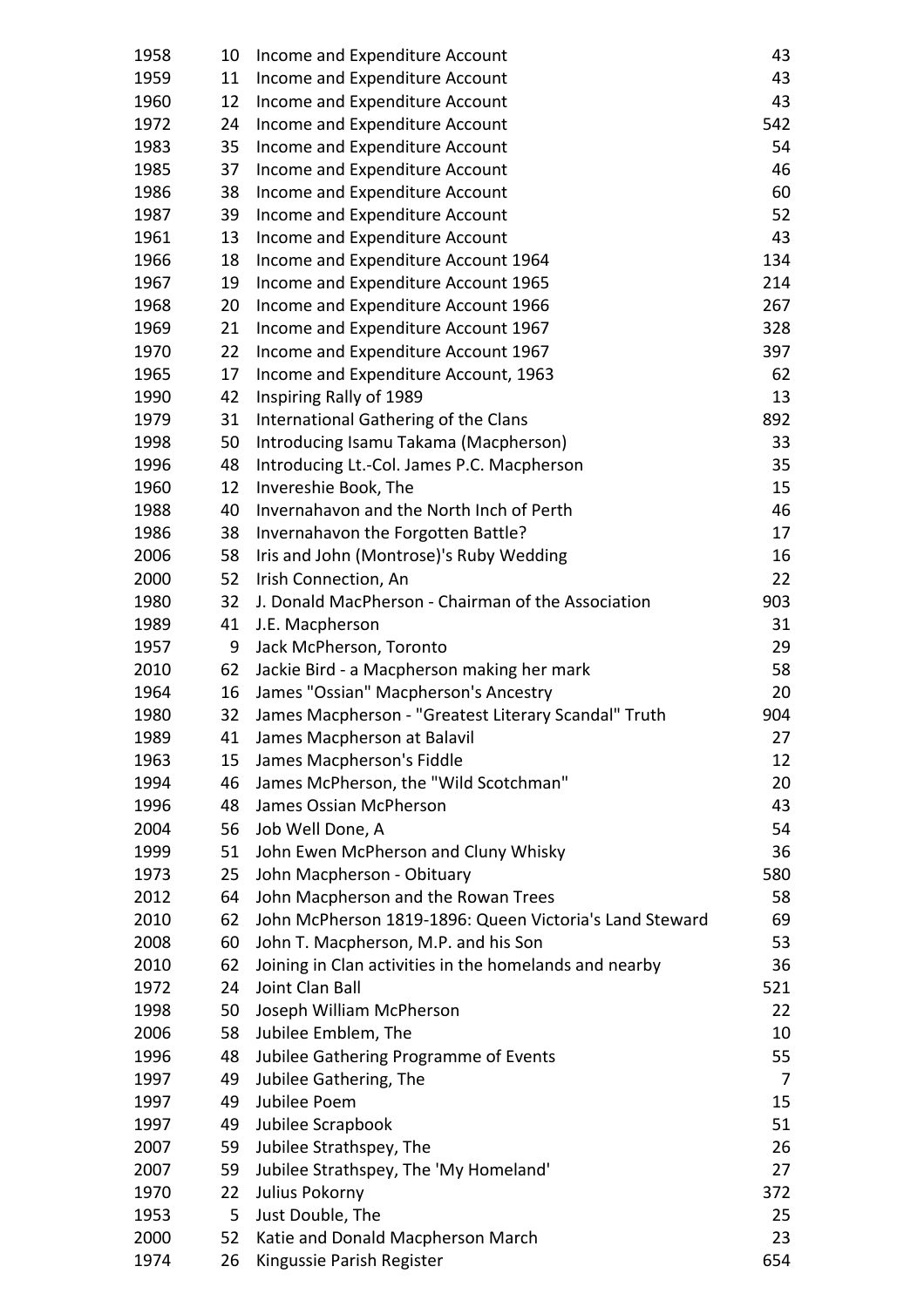| | | | |
|---|---|---|---|
| 1958 | 10 | Income and Expenditure Account | 43 |
| 1959 | 11 | Income and Expenditure Account | 43 |
| 1960 | 12 | Income and Expenditure Account | 43 |
| 1972 | 24 | Income and Expenditure Account | 542 |
| 1983 | 35 | Income and Expenditure Account | 54 |
| 1985 | 37 | Income and Expenditure Account | 46 |
| 1986 | 38 | Income and Expenditure Account | 60 |
| 1987 | 39 | Income and Expenditure Account | 52 |
| 1961 | 13 | Income and Expenditure Account | 43 |
| 1966 | 18 | Income and Expenditure Account 1964 | 134 |
| 1967 | 19 | Income and Expenditure Account 1965 | 214 |
| 1968 | 20 | Income and Expenditure Account 1966 | 267 |
| 1969 | 21 | Income and Expenditure Account 1967 | 328 |
| 1970 | 22 | Income and Expenditure Account 1967 | 397 |
| 1965 | 17 | Income and Expenditure Account, 1963 | 62 |
| 1990 | 42 | Inspiring Rally of 1989 | 13 |
| 1979 | 31 | International Gathering of the Clans | 892 |
| 1998 | 50 | Introducing Isamu Takama (Macpherson) | 33 |
| 1996 | 48 | Introducing Lt.-Col. James P.C. Macpherson | 35 |
| 1960 | 12 | Invereshie Book, The | 15 |
| 1988 | 40 | Invernahavon and the North Inch of Perth | 46 |
| 1986 | 38 | Invernahavon the Forgotten Battle? | 17 |
| 2006 | 58 | Iris and John (Montrose)'s Ruby Wedding | 16 |
| 2000 | 52 | Irish Connection, An | 22 |
| 1980 | 32 | J. Donald MacPherson - Chairman of the Association | 903 |
| 1989 | 41 | J.E. Macpherson | 31 |
| 1957 | 9 | Jack McPherson, Toronto | 29 |
| 2010 | 62 | Jackie Bird - a Macpherson making her mark | 58 |
| 1964 | 16 | James "Ossian" Macpherson's Ancestry | 20 |
| 1980 | 32 | James Macpherson - "Greatest Literary Scandal" Truth | 904 |
| 1989 | 41 | James Macpherson at Balavil | 27 |
| 1963 | 15 | James Macpherson's Fiddle | 12 |
| 1994 | 46 | James McPherson, the "Wild Scotchman" | 20 |
| 1996 | 48 | James Ossian McPherson | 43 |
| 2004 | 56 | Job Well Done, A | 54 |
| 1999 | 51 | John Ewen McPherson and Cluny Whisky | 36 |
| 1973 | 25 | John Macpherson - Obituary | 580 |
| 2012 | 64 | John Macpherson and the Rowan Trees | 58 |
| 2010 | 62 | John McPherson 1819-1896: Queen Victoria's Land Steward | 69 |
| 2008 | 60 | John T. Macpherson, M.P. and his Son | 53 |
| 2010 | 62 | Joining in Clan activities in the homelands and nearby | 36 |
| 1972 | 24 | Joint Clan Ball | 521 |
| 1998 | 50 | Joseph William McPherson | 22 |
| 2006 | 58 | Jubilee Emblem, The | 10 |
| 1996 | 48 | Jubilee Gathering Programme of Events | 55 |
| 1997 | 49 | Jubilee Gathering, The | 7 |
| 1997 | 49 | Jubilee Poem | 15 |
| 1997 | 49 | Jubilee Scrapbook | 51 |
| 2007 | 59 | Jubilee Strathspey, The | 26 |
| 2007 | 59 | Jubilee Strathspey, The 'My Homeland' | 27 |
| 1970 | 22 | Julius Pokorny | 372 |
| 1953 | 5 | Just Double, The | 25 |
| 2000 | 52 | Katie and Donald Macpherson March | 23 |
| 1974 | 26 | Kingussie Parish Register | 654 |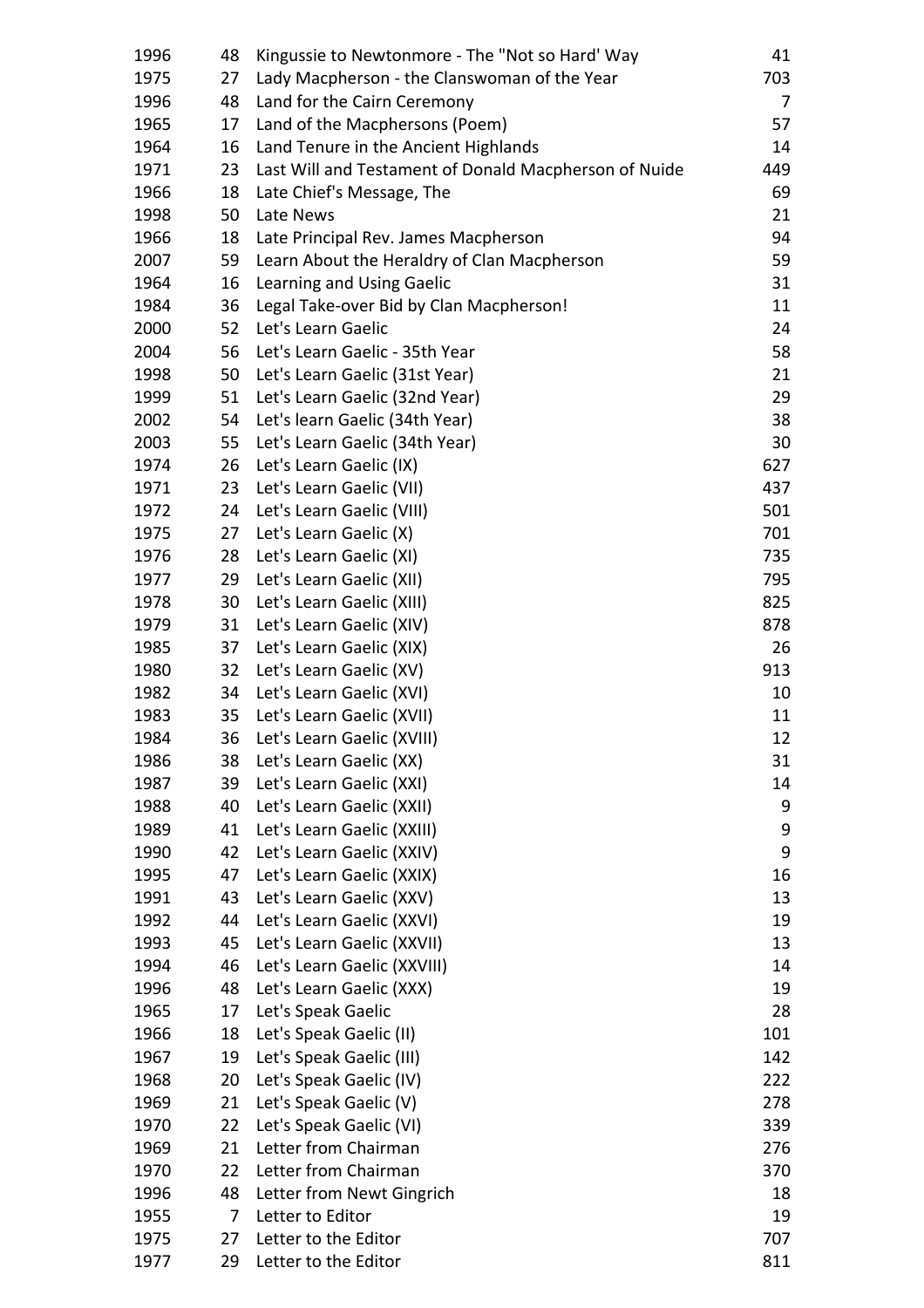| | | | |
|---|---|---|---|
| 1996 | 48 | Kingussie to Newtonmore - The "Not so Hard' Way | 41 |
| 1975 | 27 | Lady Macpherson - the Clanswoman of the Year | 703 |
| 1996 | 48 | Land for the Cairn Ceremony | 7 |
| 1965 | 17 | Land of the Macphersons (Poem) | 57 |
| 1964 | 16 | Land Tenure in the Ancient Highlands | 14 |
| 1971 | 23 | Last Will and Testament of Donald Macpherson of Nuide | 449 |
| 1966 | 18 | Late Chief's Message, The | 69 |
| 1998 | 50 | Late News | 21 |
| 1966 | 18 | Late Principal Rev. James Macpherson | 94 |
| 2007 | 59 | Learn About the Heraldry of Clan Macpherson | 59 |
| 1964 | 16 | Learning and Using Gaelic | 31 |
| 1984 | 36 | Legal Take-over Bid by Clan Macpherson! | 11 |
| 2000 | 52 | Let's Learn Gaelic | 24 |
| 2004 | 56 | Let's Learn Gaelic - 35th Year | 58 |
| 1998 | 50 | Let's Learn Gaelic (31st Year) | 21 |
| 1999 | 51 | Let's Learn Gaelic (32nd Year) | 29 |
| 2002 | 54 | Let's learn Gaelic (34th Year) | 38 |
| 2003 | 55 | Let's Learn Gaelic (34th Year) | 30 |
| 1974 | 26 | Let's Learn Gaelic (IX) | 627 |
| 1971 | 23 | Let's Learn Gaelic (VII) | 437 |
| 1972 | 24 | Let's Learn Gaelic (VIII) | 501 |
| 1975 | 27 | Let's Learn Gaelic (X) | 701 |
| 1976 | 28 | Let's Learn Gaelic (XI) | 735 |
| 1977 | 29 | Let's Learn Gaelic (XII) | 795 |
| 1978 | 30 | Let's Learn Gaelic (XIII) | 825 |
| 1979 | 31 | Let's Learn Gaelic (XIV) | 878 |
| 1985 | 37 | Let's Learn Gaelic (XIX) | 26 |
| 1980 | 32 | Let's Learn Gaelic (XV) | 913 |
| 1982 | 34 | Let's Learn Gaelic (XVI) | 10 |
| 1983 | 35 | Let's Learn Gaelic (XVII) | 11 |
| 1984 | 36 | Let's Learn Gaelic (XVIII) | 12 |
| 1986 | 38 | Let's Learn Gaelic (XX) | 31 |
| 1987 | 39 | Let's Learn Gaelic (XXI) | 14 |
| 1988 | 40 | Let's Learn Gaelic (XXII) | 9 |
| 1989 | 41 | Let's Learn Gaelic (XXIII) | 9 |
| 1990 | 42 | Let's Learn Gaelic (XXIV) | 9 |
| 1995 | 47 | Let's Learn Gaelic (XXIX) | 16 |
| 1991 | 43 | Let's Learn Gaelic (XXV) | 13 |
| 1992 | 44 | Let's Learn Gaelic (XXVI) | 19 |
| 1993 | 45 | Let's Learn Gaelic (XXVII) | 13 |
| 1994 | 46 | Let's Learn Gaelic (XXVIII) | 14 |
| 1996 | 48 | Let's Learn Gaelic (XXX) | 19 |
| 1965 | 17 | Let's Speak Gaelic | 28 |
| 1966 | 18 | Let's Speak Gaelic (II) | 101 |
| 1967 | 19 | Let's Speak Gaelic (III) | 142 |
| 1968 | 20 | Let's Speak Gaelic (IV) | 222 |
| 1969 | 21 | Let's Speak Gaelic (V) | 278 |
| 1970 | 22 | Let's Speak Gaelic (VI) | 339 |
| 1969 | 21 | Letter from Chairman | 276 |
| 1970 | 22 | Letter from Chairman | 370 |
| 1996 | 48 | Letter from Newt Gingrich | 18 |
| 1955 | 7 | Letter to Editor | 19 |
| 1975 | 27 | Letter to the Editor | 707 |
| 1977 | 29 | Letter to the Editor | 811 |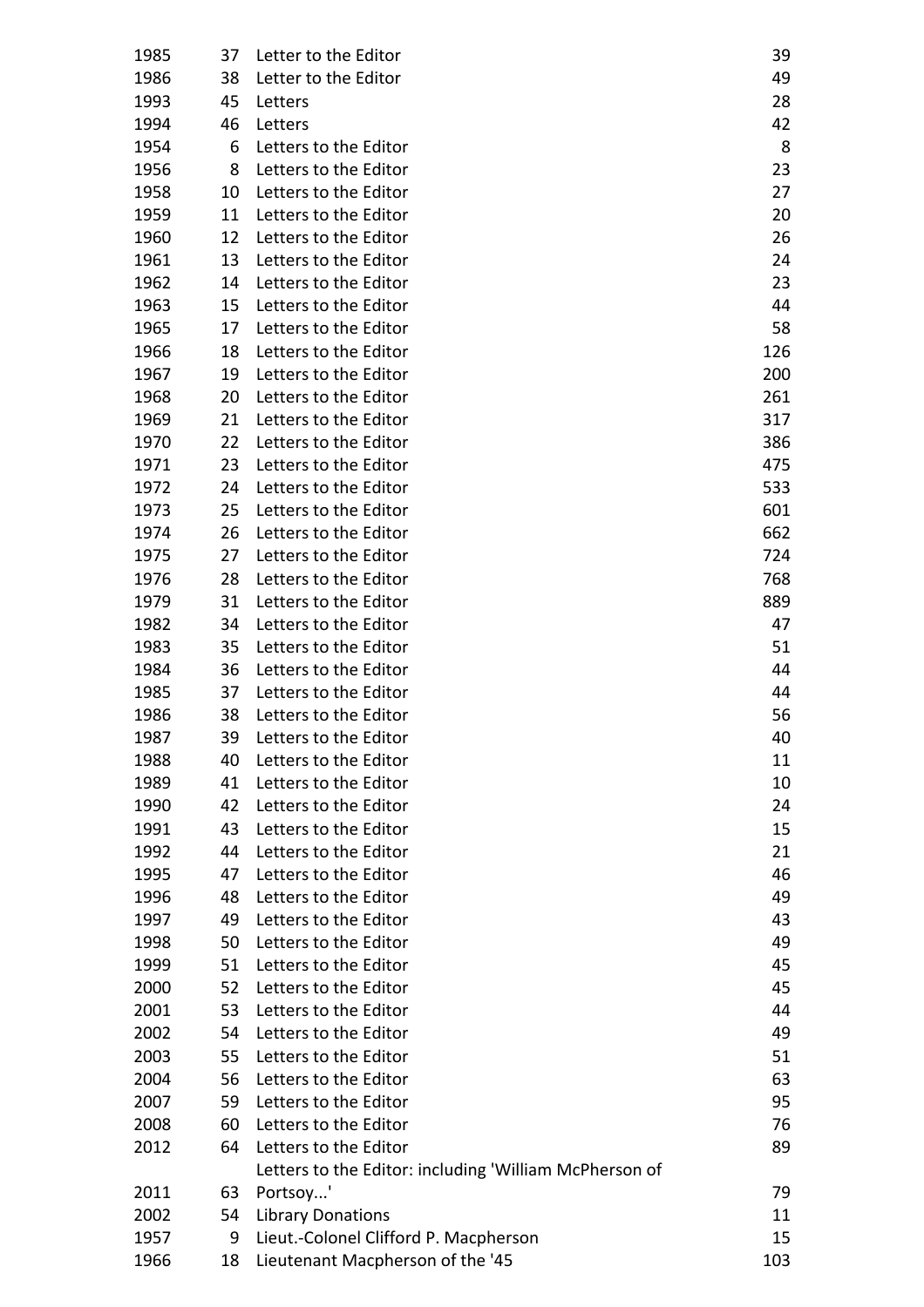| | | | |
|---|---|---|---|
| 1985 | 37 | Letter to the Editor | 39 |
| 1986 | 38 | Letter to the Editor | 49 |
| 1993 | 45 | Letters | 28 |
| 1994 | 46 | Letters | 42 |
| 1954 | 6 | Letters to the Editor | 8 |
| 1956 | 8 | Letters to the Editor | 23 |
| 1958 | 10 | Letters to the Editor | 27 |
| 1959 | 11 | Letters to the Editor | 20 |
| 1960 | 12 | Letters to the Editor | 26 |
| 1961 | 13 | Letters to the Editor | 24 |
| 1962 | 14 | Letters to the Editor | 23 |
| 1963 | 15 | Letters to the Editor | 44 |
| 1965 | 17 | Letters to the Editor | 58 |
| 1966 | 18 | Letters to the Editor | 126 |
| 1967 | 19 | Letters to the Editor | 200 |
| 1968 | 20 | Letters to the Editor | 261 |
| 1969 | 21 | Letters to the Editor | 317 |
| 1970 | 22 | Letters to the Editor | 386 |
| 1971 | 23 | Letters to the Editor | 475 |
| 1972 | 24 | Letters to the Editor | 533 |
| 1973 | 25 | Letters to the Editor | 601 |
| 1974 | 26 | Letters to the Editor | 662 |
| 1975 | 27 | Letters to the Editor | 724 |
| 1976 | 28 | Letters to the Editor | 768 |
| 1979 | 31 | Letters to the Editor | 889 |
| 1982 | 34 | Letters to the Editor | 47 |
| 1983 | 35 | Letters to the Editor | 51 |
| 1984 | 36 | Letters to the Editor | 44 |
| 1985 | 37 | Letters to the Editor | 44 |
| 1986 | 38 | Letters to the Editor | 56 |
| 1987 | 39 | Letters to the Editor | 40 |
| 1988 | 40 | Letters to the Editor | 11 |
| 1989 | 41 | Letters to the Editor | 10 |
| 1990 | 42 | Letters to the Editor | 24 |
| 1991 | 43 | Letters to the Editor | 15 |
| 1992 | 44 | Letters to the Editor | 21 |
| 1995 | 47 | Letters to the Editor | 46 |
| 1996 | 48 | Letters to the Editor | 49 |
| 1997 | 49 | Letters to the Editor | 43 |
| 1998 | 50 | Letters to the Editor | 49 |
| 1999 | 51 | Letters to the Editor | 45 |
| 2000 | 52 | Letters to the Editor | 45 |
| 2001 | 53 | Letters to the Editor | 44 |
| 2002 | 54 | Letters to the Editor | 49 |
| 2003 | 55 | Letters to the Editor | 51 |
| 2004 | 56 | Letters to the Editor | 63 |
| 2007 | 59 | Letters to the Editor | 95 |
| 2008 | 60 | Letters to the Editor | 76 |
| 2012 | 64 | Letters to the Editor | 89 |
| 2011 | 63 | Letters to the Editor: including 'William McPherson of Portsoy...' | 79 |
| 2002 | 54 | Library Donations | 11 |
| 1957 | 9 | Lieut.-Colonel Clifford P. Macpherson | 15 |
| 1966 | 18 | Lieutenant Macpherson of the '45 | 103 |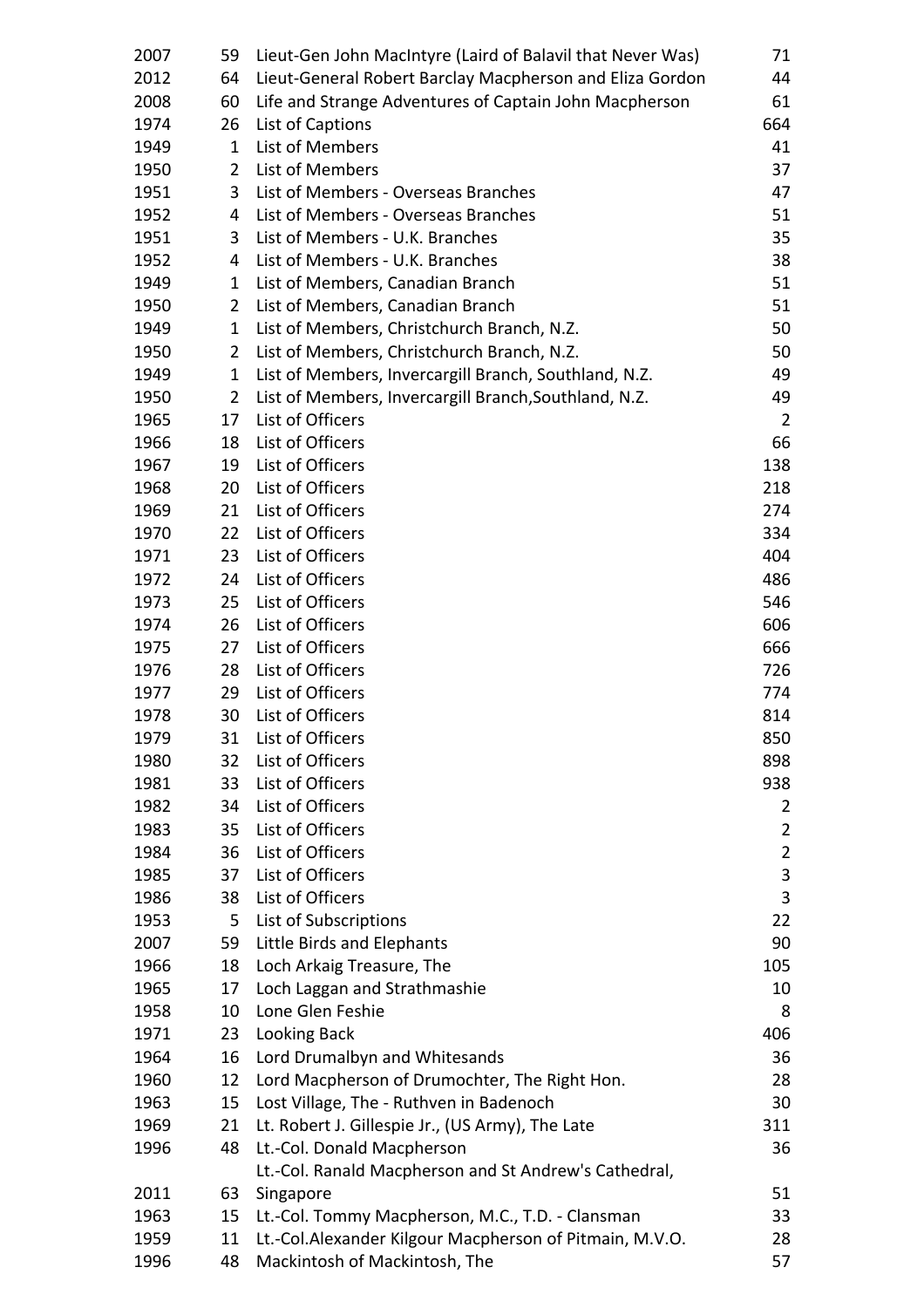| | | | |
|---|---|---|---|
| 2007 | 59 | Lieut-Gen John MacIntyre (Laird of Balavil that Never Was) | 71 |
| 2012 | 64 | Lieut-General Robert Barclay Macpherson and Eliza Gordon | 44 |
| 2008 | 60 | Life and Strange Adventures of Captain John Macpherson | 61 |
| 1974 | 26 | List of Captions | 664 |
| 1949 | 1 | List of Members | 41 |
| 1950 | 2 | List of Members | 37 |
| 1951 | 3 | List of Members - Overseas Branches | 47 |
| 1952 | 4 | List of Members - Overseas Branches | 51 |
| 1951 | 3 | List of Members - U.K. Branches | 35 |
| 1952 | 4 | List of Members - U.K. Branches | 38 |
| 1949 | 1 | List of Members, Canadian Branch | 51 |
| 1950 | 2 | List of Members, Canadian Branch | 51 |
| 1949 | 1 | List of Members, Christchurch Branch, N.Z. | 50 |
| 1950 | 2 | List of Members, Christchurch Branch, N.Z. | 50 |
| 1949 | 1 | List of Members, Invercargill Branch, Southland, N.Z. | 49 |
| 1950 | 2 | List of Members, Invercargill Branch,Southland, N.Z. | 49 |
| 1965 | 17 | List of Officers | 2 |
| 1966 | 18 | List of Officers | 66 |
| 1967 | 19 | List of Officers | 138 |
| 1968 | 20 | List of Officers | 218 |
| 1969 | 21 | List of Officers | 274 |
| 1970 | 22 | List of Officers | 334 |
| 1971 | 23 | List of Officers | 404 |
| 1972 | 24 | List of Officers | 486 |
| 1973 | 25 | List of Officers | 546 |
| 1974 | 26 | List of Officers | 606 |
| 1975 | 27 | List of Officers | 666 |
| 1976 | 28 | List of Officers | 726 |
| 1977 | 29 | List of Officers | 774 |
| 1978 | 30 | List of Officers | 814 |
| 1979 | 31 | List of Officers | 850 |
| 1980 | 32 | List of Officers | 898 |
| 1981 | 33 | List of Officers | 938 |
| 1982 | 34 | List of Officers | 2 |
| 1983 | 35 | List of Officers | 2 |
| 1984 | 36 | List of Officers | 2 |
| 1985 | 37 | List of Officers | 3 |
| 1986 | 38 | List of Officers | 3 |
| 1953 | 5 | List of Subscriptions | 22 |
| 2007 | 59 | Little Birds and Elephants | 90 |
| 1966 | 18 | Loch Arkaig Treasure, The | 105 |
| 1965 | 17 | Loch Laggan and Strathmashie | 10 |
| 1958 | 10 | Lone Glen Feshie | 8 |
| 1971 | 23 | Looking Back | 406 |
| 1964 | 16 | Lord Drumalbyn and Whitesands | 36 |
| 1960 | 12 | Lord Macpherson of Drumochter, The Right Hon. | 28 |
| 1963 | 15 | Lost Village, The - Ruthven in Badenoch | 30 |
| 1969 | 21 | Lt. Robert J. Gillespie Jr., (US Army), The Late | 311 |
| 1996 | 48 | Lt.-Col. Donald Macpherson | 36 |
| 2011 | 63 | Lt.-Col. Ranald Macpherson and St Andrew's Cathedral, Singapore | 51 |
| 1963 | 15 | Lt.-Col. Tommy Macpherson, M.C., T.D. - Clansman | 33 |
| 1959 | 11 | Lt.-Col.Alexander Kilgour Macpherson of Pitmain, M.V.O. | 28 |
| 1996 | 48 | Mackintosh of Mackintosh, The | 57 |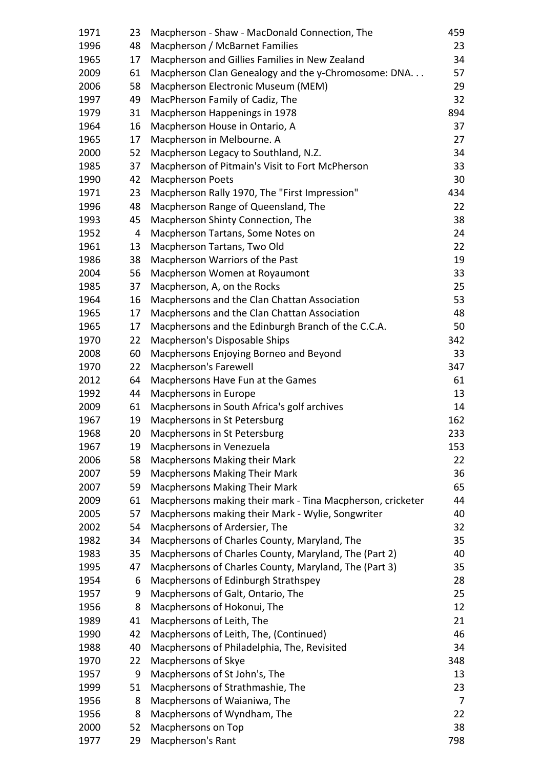| | | | |
|---|---|---|---|
| 1971 | 23 | Macpherson - Shaw - MacDonald Connection, The | 459 |
| 1996 | 48 | Macpherson / McBarnet Families | 23 |
| 1965 | 17 | Macpherson and Gillies Families in New Zealand | 34 |
| 2009 | 61 | Macpherson Clan Genealogy and the y-Chromosome: DNA. . . | 57 |
| 2006 | 58 | Macpherson Electronic Museum (MEM) | 29 |
| 1997 | 49 | MacPherson Family of Cadiz, The | 32 |
| 1979 | 31 | Macpherson Happenings in 1978 | 894 |
| 1964 | 16 | Macpherson House in Ontario, A | 37 |
| 1965 | 17 | Macpherson in Melbourne. A | 27 |
| 2000 | 52 | Macpherson Legacy to Southland, N.Z. | 34 |
| 1985 | 37 | Macpherson of Pitmain's Visit to Fort McPherson | 33 |
| 1990 | 42 | Macpherson Poets | 30 |
| 1971 | 23 | Macpherson Rally 1970, The "First Impression" | 434 |
| 1996 | 48 | Macpherson Range of Queensland, The | 22 |
| 1993 | 45 | Macpherson Shinty Connection, The | 38 |
| 1952 | 4 | Macpherson Tartans, Some Notes on | 24 |
| 1961 | 13 | Macpherson Tartans, Two Old | 22 |
| 1986 | 38 | Macpherson Warriors of the Past | 19 |
| 2004 | 56 | Macpherson Women at Royaumont | 33 |
| 1985 | 37 | Macpherson, A, on the Rocks | 25 |
| 1964 | 16 | Macphersons and the Clan Chattan Association | 53 |
| 1965 | 17 | Macphersons and the Clan Chattan Association | 48 |
| 1965 | 17 | Macphersons and the Edinburgh Branch of the C.C.A. | 50 |
| 1970 | 22 | Macpherson's Disposable Ships | 342 |
| 2008 | 60 | Macphersons Enjoying Borneo and Beyond | 33 |
| 1970 | 22 | Macpherson's Farewell | 347 |
| 2012 | 64 | Macphersons Have Fun at the Games | 61 |
| 1992 | 44 | Macphersons in Europe | 13 |
| 2009 | 61 | Macphersons in South Africa's golf archives | 14 |
| 1967 | 19 | Macphersons in St Petersburg | 162 |
| 1968 | 20 | Macphersons in St Petersburg | 233 |
| 1967 | 19 | Macphersons in Venezuela | 153 |
| 2006 | 58 | Macphersons Making their Mark | 22 |
| 2007 | 59 | Macphersons Making Their Mark | 36 |
| 2007 | 59 | Macphersons Making Their Mark | 65 |
| 2009 | 61 | Macphersons making their mark - Tina Macpherson, cricketer | 44 |
| 2005 | 57 | Macphersons making their Mark - Wylie, Songwriter | 40 |
| 2002 | 54 | Macphersons of Ardersier, The | 32 |
| 1982 | 34 | Macphersons of Charles County, Maryland, The | 35 |
| 1983 | 35 | Macphersons of Charles County, Maryland, The (Part 2) | 40 |
| 1995 | 47 | Macphersons of Charles County, Maryland, The (Part 3) | 35 |
| 1954 | 6 | Macphersons of Edinburgh Strathspey | 28 |
| 1957 | 9 | Macphersons of Galt, Ontario, The | 25 |
| 1956 | 8 | Macphersons of Hokonui, The | 12 |
| 1989 | 41 | Macphersons of Leith, The | 21 |
| 1990 | 42 | Macphersons of Leith, The, (Continued) | 46 |
| 1988 | 40 | Macphersons of Philadelphia, The, Revisited | 34 |
| 1970 | 22 | Macphersons of Skye | 348 |
| 1957 | 9 | Macphersons of St John's, The | 13 |
| 1999 | 51 | Macphersons of Strathmashie, The | 23 |
| 1956 | 8 | Macphersons of Waianiwa, The | 7 |
| 1956 | 8 | Macphersons of Wyndham, The | 22 |
| 2000 | 52 | Macphersons on Top | 38 |
| 1977 | 29 | Macpherson's Rant | 798 |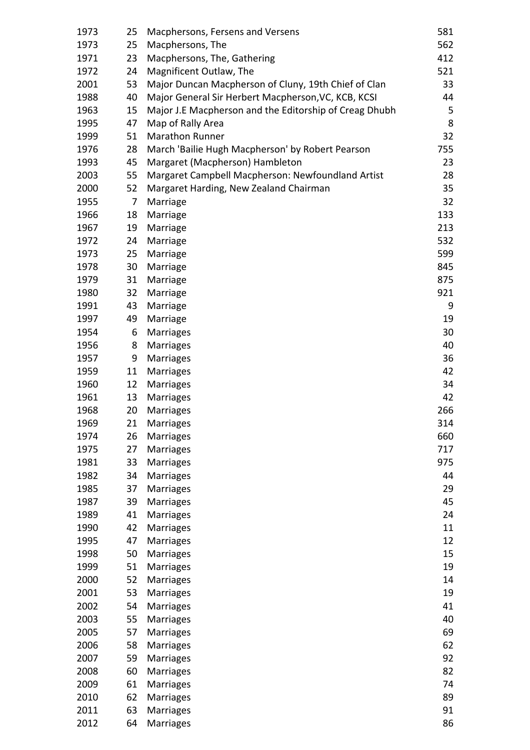| | | | |
|---|---|---|---|
| 1973 | 25 | Macphersons, Fersens and Versens | 581 |
| 1973 | 25 | Macphersons, The | 562 |
| 1971 | 23 | Macphersons, The, Gathering | 412 |
| 1972 | 24 | Magnificent Outlaw, The | 521 |
| 2001 | 53 | Major Duncan Macpherson of Cluny, 19th Chief of Clan | 33 |
| 1988 | 40 | Major General Sir Herbert Macpherson,VC, KCB, KCSI | 44 |
| 1963 | 15 | Major J.E Macpherson and the Editorship of Creag Dhubh | 5 |
| 1995 | 47 | Map of Rally Area | 8 |
| 1999 | 51 | Marathon Runner | 32 |
| 1976 | 28 | March 'Bailie Hugh Macpherson' by Robert Pearson | 755 |
| 1993 | 45 | Margaret (Macpherson) Hambleton | 23 |
| 2003 | 55 | Margaret Campbell Macpherson: Newfoundland Artist | 28 |
| 2000 | 52 | Margaret Harding, New Zealand Chairman | 35 |
| 1955 | 7 | Marriage | 32 |
| 1966 | 18 | Marriage | 133 |
| 1967 | 19 | Marriage | 213 |
| 1972 | 24 | Marriage | 532 |
| 1973 | 25 | Marriage | 599 |
| 1978 | 30 | Marriage | 845 |
| 1979 | 31 | Marriage | 875 |
| 1980 | 32 | Marriage | 921 |
| 1991 | 43 | Marriage | 9 |
| 1997 | 49 | Marriage | 19 |
| 1954 | 6 | Marriages | 30 |
| 1956 | 8 | Marriages | 40 |
| 1957 | 9 | Marriages | 36 |
| 1959 | 11 | Marriages | 42 |
| 1960 | 12 | Marriages | 34 |
| 1961 | 13 | Marriages | 42 |
| 1968 | 20 | Marriages | 266 |
| 1969 | 21 | Marriages | 314 |
| 1974 | 26 | Marriages | 660 |
| 1975 | 27 | Marriages | 717 |
| 1981 | 33 | Marriages | 975 |
| 1982 | 34 | Marriages | 44 |
| 1985 | 37 | Marriages | 29 |
| 1987 | 39 | Marriages | 45 |
| 1989 | 41 | Marriages | 24 |
| 1990 | 42 | Marriages | 11 |
| 1995 | 47 | Marriages | 12 |
| 1998 | 50 | Marriages | 15 |
| 1999 | 51 | Marriages | 19 |
| 2000 | 52 | Marriages | 14 |
| 2001 | 53 | Marriages | 19 |
| 2002 | 54 | Marriages | 41 |
| 2003 | 55 | Marriages | 40 |
| 2005 | 57 | Marriages | 69 |
| 2006 | 58 | Marriages | 62 |
| 2007 | 59 | Marriages | 92 |
| 2008 | 60 | Marriages | 82 |
| 2009 | 61 | Marriages | 74 |
| 2010 | 62 | Marriages | 89 |
| 2011 | 63 | Marriages | 91 |
| 2012 | 64 | Marriages | 86 |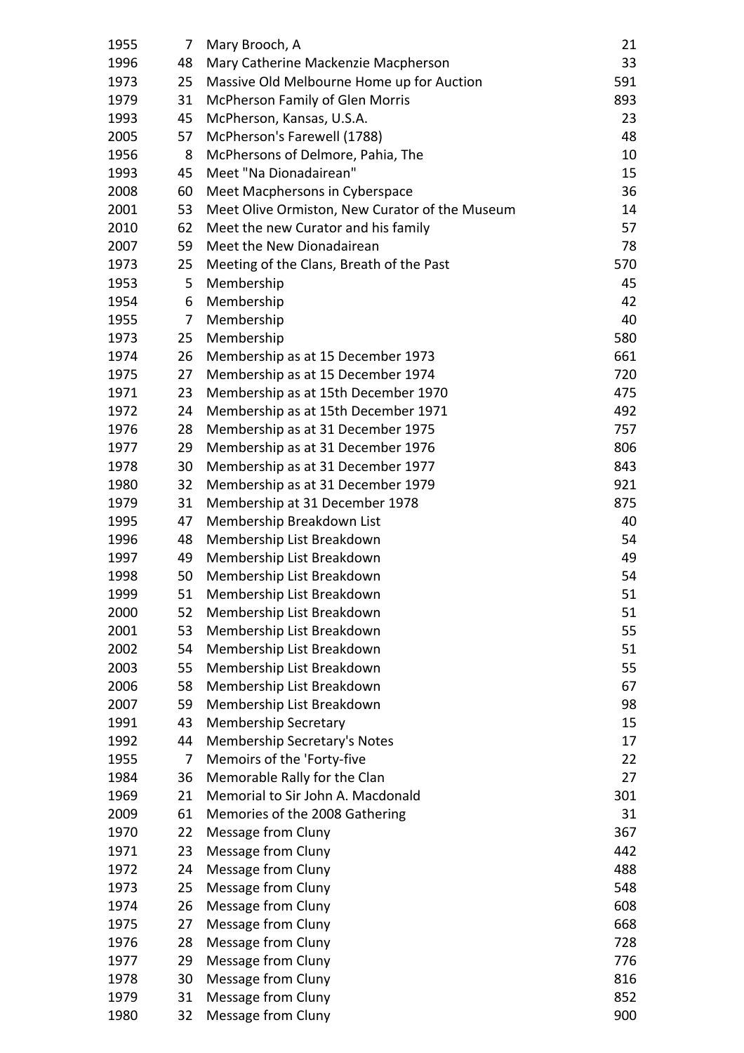| | | | |
|---|---|---|---|
| 1955 | 7 | Mary Brooch, A | 21 |
| 1996 | 48 | Mary Catherine Mackenzie Macpherson | 33 |
| 1973 | 25 | Massive Old Melbourne Home up for Auction | 591 |
| 1979 | 31 | McPherson Family of Glen Morris | 893 |
| 1993 | 45 | McPherson, Kansas, U.S.A. | 23 |
| 2005 | 57 | McPherson's Farewell (1788) | 48 |
| 1956 | 8 | McPhersons of Delmore, Pahia, The | 10 |
| 1993 | 45 | Meet "Na Dionadairean" | 15 |
| 2008 | 60 | Meet Macphersons in Cyberspace | 36 |
| 2001 | 53 | Meet Olive Ormiston, New Curator of the Museum | 14 |
| 2010 | 62 | Meet the new Curator and his family | 57 |
| 2007 | 59 | Meet the New Dionadairean | 78 |
| 1973 | 25 | Meeting of the Clans, Breath of the Past | 570 |
| 1953 | 5 | Membership | 45 |
| 1954 | 6 | Membership | 42 |
| 1955 | 7 | Membership | 40 |
| 1973 | 25 | Membership | 580 |
| 1974 | 26 | Membership as at 15 December 1973 | 661 |
| 1975 | 27 | Membership as at 15 December 1974 | 720 |
| 1971 | 23 | Membership as at 15th December 1970 | 475 |
| 1972 | 24 | Membership as at 15th December 1971 | 492 |
| 1976 | 28 | Membership as at 31 December 1975 | 757 |
| 1977 | 29 | Membership as at 31 December 1976 | 806 |
| 1978 | 30 | Membership as at 31 December 1977 | 843 |
| 1980 | 32 | Membership as at 31 December 1979 | 921 |
| 1979 | 31 | Membership at 31 December 1978 | 875 |
| 1995 | 47 | Membership Breakdown List | 40 |
| 1996 | 48 | Membership List Breakdown | 54 |
| 1997 | 49 | Membership List Breakdown | 49 |
| 1998 | 50 | Membership List Breakdown | 54 |
| 1999 | 51 | Membership List Breakdown | 51 |
| 2000 | 52 | Membership List Breakdown | 51 |
| 2001 | 53 | Membership List Breakdown | 55 |
| 2002 | 54 | Membership List Breakdown | 51 |
| 2003 | 55 | Membership List Breakdown | 55 |
| 2006 | 58 | Membership List Breakdown | 67 |
| 2007 | 59 | Membership List Breakdown | 98 |
| 1991 | 43 | Membership Secretary | 15 |
| 1992 | 44 | Membership Secretary's Notes | 17 |
| 1955 | 7 | Memoirs of the 'Forty-five | 22 |
| 1984 | 36 | Memorable Rally for the Clan | 27 |
| 1969 | 21 | Memorial to Sir John A. Macdonald | 301 |
| 2009 | 61 | Memories of the 2008 Gathering | 31 |
| 1970 | 22 | Message from Cluny | 367 |
| 1971 | 23 | Message from Cluny | 442 |
| 1972 | 24 | Message from Cluny | 488 |
| 1973 | 25 | Message from Cluny | 548 |
| 1974 | 26 | Message from Cluny | 608 |
| 1975 | 27 | Message from Cluny | 668 |
| 1976 | 28 | Message from Cluny | 728 |
| 1977 | 29 | Message from Cluny | 776 |
| 1978 | 30 | Message from Cluny | 816 |
| 1979 | 31 | Message from Cluny | 852 |
| 1980 | 32 | Message from Cluny | 900 |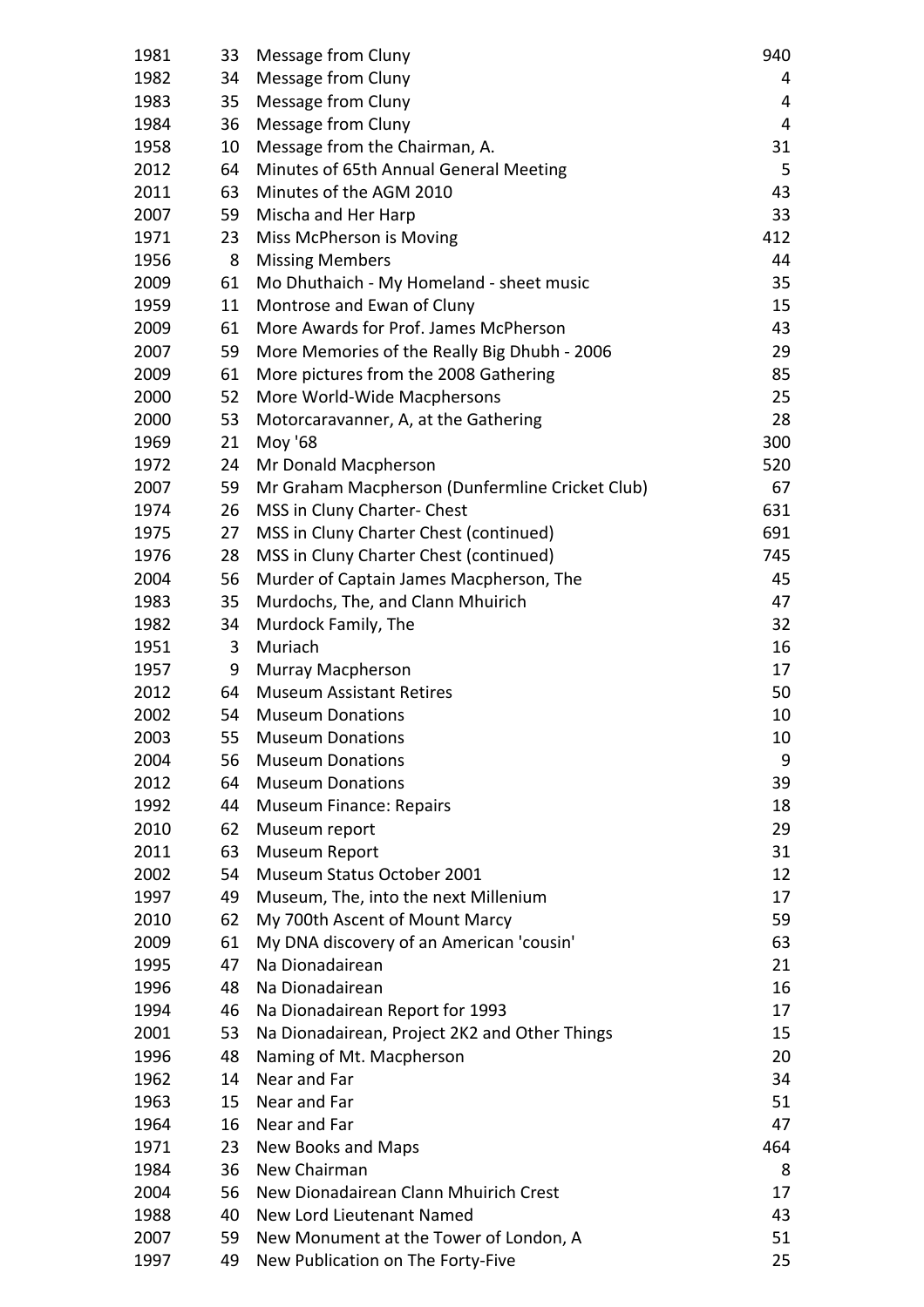| | | | |
|---|---|---|---|
| 1981 | 33 | Message from Cluny | 940 |
| 1982 | 34 | Message from Cluny | 4 |
| 1983 | 35 | Message from Cluny | 4 |
| 1984 | 36 | Message from Cluny | 4 |
| 1958 | 10 | Message from the Chairman, A. | 31 |
| 2012 | 64 | Minutes of 65th Annual General Meeting | 5 |
| 2011 | 63 | Minutes of the AGM 2010 | 43 |
| 2007 | 59 | Mischa and Her Harp | 33 |
| 1971 | 23 | Miss McPherson is Moving | 412 |
| 1956 | 8 | Missing Members | 44 |
| 2009 | 61 | Mo Dhuthaich - My Homeland - sheet music | 35 |
| 1959 | 11 | Montrose and Ewan of Cluny | 15 |
| 2009 | 61 | More Awards for Prof. James McPherson | 43 |
| 2007 | 59 | More Memories of the Really Big Dhubh - 2006 | 29 |
| 2009 | 61 | More pictures from the 2008 Gathering | 85 |
| 2000 | 52 | More World-Wide Macphersons | 25 |
| 2000 | 53 | Motorcaravanner, A, at the Gathering | 28 |
| 1969 | 21 | Moy '68 | 300 |
| 1972 | 24 | Mr Donald Macpherson | 520 |
| 2007 | 59 | Mr Graham Macpherson (Dunfermline Cricket Club) | 67 |
| 1974 | 26 | MSS in Cluny Charter- Chest | 631 |
| 1975 | 27 | MSS in Cluny Charter Chest (continued) | 691 |
| 1976 | 28 | MSS in Cluny Charter Chest (continued) | 745 |
| 2004 | 56 | Murder of Captain James Macpherson, The | 45 |
| 1983 | 35 | Murdochs, The, and Clann Mhuirich | 47 |
| 1982 | 34 | Murdock Family, The | 32 |
| 1951 | 3 | Muriach | 16 |
| 1957 | 9 | Murray Macpherson | 17 |
| 2012 | 64 | Museum Assistant Retires | 50 |
| 2002 | 54 | Museum Donations | 10 |
| 2003 | 55 | Museum Donations | 10 |
| 2004 | 56 | Museum Donations | 9 |
| 2012 | 64 | Museum Donations | 39 |
| 1992 | 44 | Museum Finance: Repairs | 18 |
| 2010 | 62 | Museum report | 29 |
| 2011 | 63 | Museum Report | 31 |
| 2002 | 54 | Museum Status October 2001 | 12 |
| 1997 | 49 | Museum, The, into the next Millenium | 17 |
| 2010 | 62 | My 700th Ascent of Mount Marcy | 59 |
| 2009 | 61 | My DNA discovery of an American 'cousin' | 63 |
| 1995 | 47 | Na Dionadairean | 21 |
| 1996 | 48 | Na Dionadairean | 16 |
| 1994 | 46 | Na Dionadairean Report for 1993 | 17 |
| 2001 | 53 | Na Dionadairean, Project 2K2 and Other Things | 15 |
| 1996 | 48 | Naming of Mt. Macpherson | 20 |
| 1962 | 14 | Near and Far | 34 |
| 1963 | 15 | Near and Far | 51 |
| 1964 | 16 | Near and Far | 47 |
| 1971 | 23 | New Books and Maps | 464 |
| 1984 | 36 | New Chairman | 8 |
| 2004 | 56 | New Dionadairean Clann Mhuirich Crest | 17 |
| 1988 | 40 | New Lord Lieutenant Named | 43 |
| 2007 | 59 | New Monument at the Tower of London, A | 51 |
| 1997 | 49 | New Publication on The Forty-Five | 25 |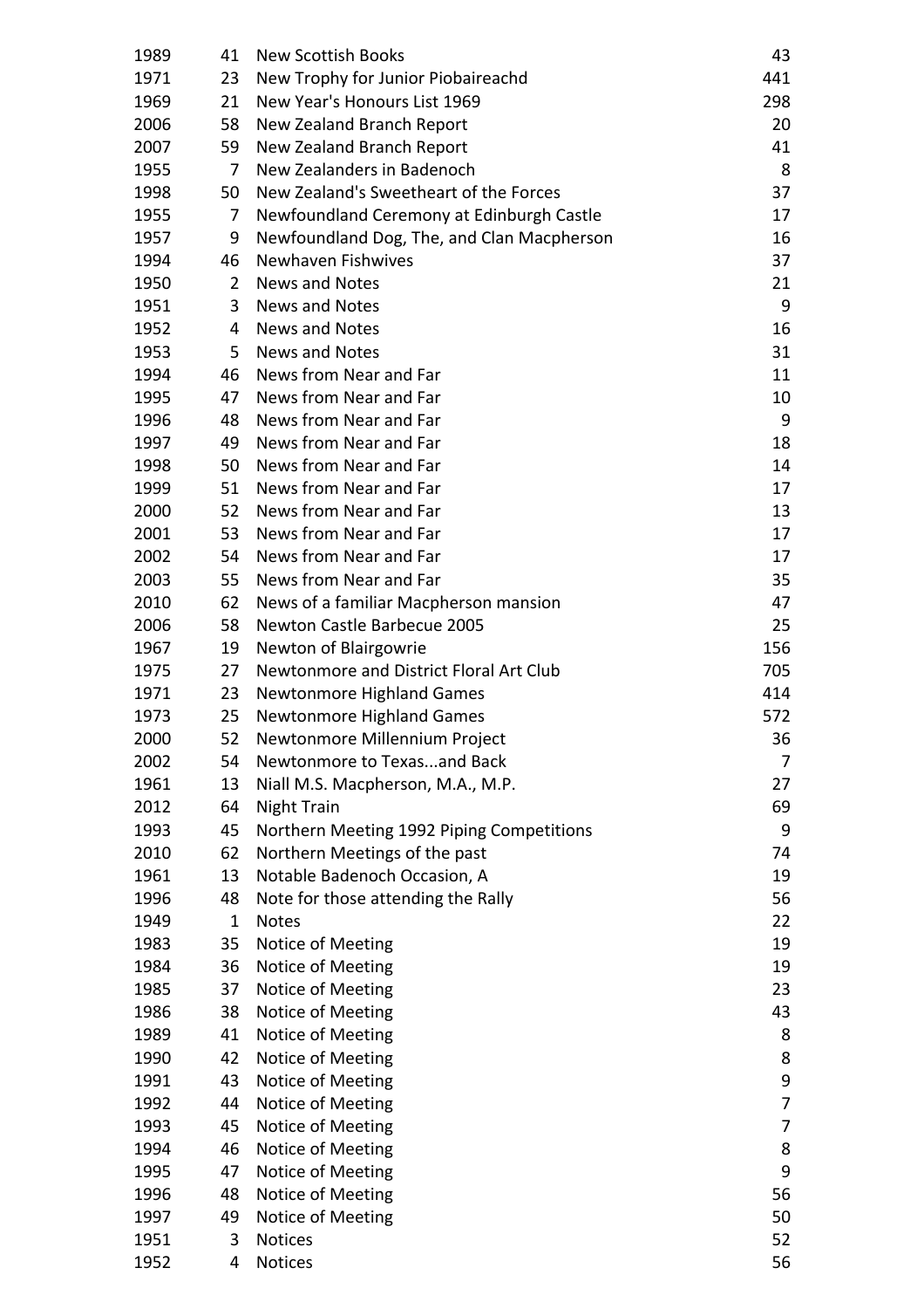| | | | |
|---|---|---|---|
| 1989 | 41 | New Scottish Books | 43 |
| 1971 | 23 | New Trophy for Junior Piobaireachd | 441 |
| 1969 | 21 | New Year's Honours List 1969 | 298 |
| 2006 | 58 | New Zealand Branch Report | 20 |
| 2007 | 59 | New Zealand Branch Report | 41 |
| 1955 | 7 | New Zealanders in Badenoch | 8 |
| 1998 | 50 | New Zealand's Sweetheart of the Forces | 37 |
| 1955 | 7 | Newfoundland Ceremony at Edinburgh Castle | 17 |
| 1957 | 9 | Newfoundland Dog, The, and Clan Macpherson | 16 |
| 1994 | 46 | Newhaven Fishwives | 37 |
| 1950 | 2 | News and Notes | 21 |
| 1951 | 3 | News and Notes | 9 |
| 1952 | 4 | News and Notes | 16 |
| 1953 | 5 | News and Notes | 31 |
| 1994 | 46 | News from Near and Far | 11 |
| 1995 | 47 | News from Near and Far | 10 |
| 1996 | 48 | News from Near and Far | 9 |
| 1997 | 49 | News from Near and Far | 18 |
| 1998 | 50 | News from Near and Far | 14 |
| 1999 | 51 | News from Near and Far | 17 |
| 2000 | 52 | News from Near and Far | 13 |
| 2001 | 53 | News from Near and Far | 17 |
| 2002 | 54 | News from Near and Far | 17 |
| 2003 | 55 | News from Near and Far | 35 |
| 2010 | 62 | News of a familiar Macpherson mansion | 47 |
| 2006 | 58 | Newton Castle Barbecue 2005 | 25 |
| 1967 | 19 | Newton of Blairgowrie | 156 |
| 1975 | 27 | Newtonmore and District Floral Art Club | 705 |
| 1971 | 23 | Newtonmore Highland Games | 414 |
| 1973 | 25 | Newtonmore Highland Games | 572 |
| 2000 | 52 | Newtonmore Millennium Project | 36 |
| 2002 | 54 | Newtonmore to Texas...and Back | 7 |
| 1961 | 13 | Niall M.S. Macpherson, M.A., M.P. | 27 |
| 2012 | 64 | Night Train | 69 |
| 1993 | 45 | Northern Meeting 1992 Piping Competitions | 9 |
| 2010 | 62 | Northern Meetings of the past | 74 |
| 1961 | 13 | Notable Badenoch Occasion, A | 19 |
| 1996 | 48 | Note for those attending the Rally | 56 |
| 1949 | 1 | Notes | 22 |
| 1983 | 35 | Notice of Meeting | 19 |
| 1984 | 36 | Notice of Meeting | 19 |
| 1985 | 37 | Notice of Meeting | 23 |
| 1986 | 38 | Notice of Meeting | 43 |
| 1989 | 41 | Notice of Meeting | 8 |
| 1990 | 42 | Notice of Meeting | 8 |
| 1991 | 43 | Notice of Meeting | 9 |
| 1992 | 44 | Notice of Meeting | 7 |
| 1993 | 45 | Notice of Meeting | 7 |
| 1994 | 46 | Notice of Meeting | 8 |
| 1995 | 47 | Notice of Meeting | 9 |
| 1996 | 48 | Notice of Meeting | 56 |
| 1997 | 49 | Notice of Meeting | 50 |
| 1951 | 3 | Notices | 52 |
| 1952 | 4 | Notices | 56 |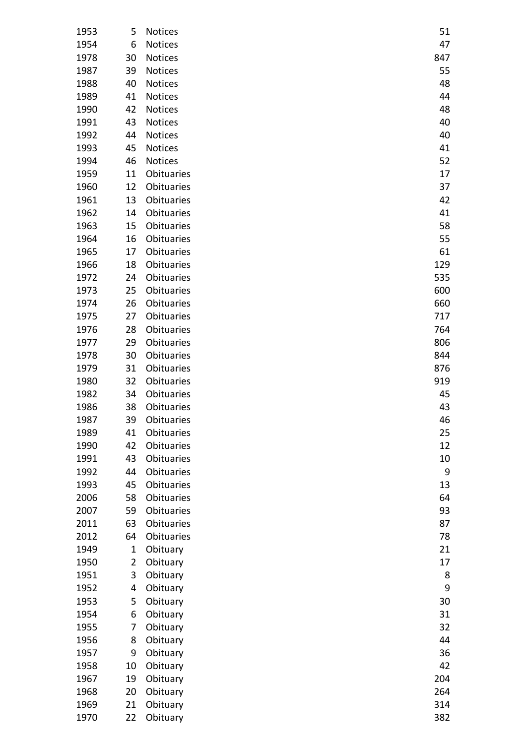| | | | |
|---|---|---|---|
| 1953 | 5 | Notices | 51 |
| 1954 | 6 | Notices | 47 |
| 1978 | 30 | Notices | 847 |
| 1987 | 39 | Notices | 55 |
| 1988 | 40 | Notices | 48 |
| 1989 | 41 | Notices | 44 |
| 1990 | 42 | Notices | 48 |
| 1991 | 43 | Notices | 40 |
| 1992 | 44 | Notices | 40 |
| 1993 | 45 | Notices | 41 |
| 1994 | 46 | Notices | 52 |
| 1959 | 11 | Obituaries | 17 |
| 1960 | 12 | Obituaries | 37 |
| 1961 | 13 | Obituaries | 42 |
| 1962 | 14 | Obituaries | 41 |
| 1963 | 15 | Obituaries | 58 |
| 1964 | 16 | Obituaries | 55 |
| 1965 | 17 | Obituaries | 61 |
| 1966 | 18 | Obituaries | 129 |
| 1972 | 24 | Obituaries | 535 |
| 1973 | 25 | Obituaries | 600 |
| 1974 | 26 | Obituaries | 660 |
| 1975 | 27 | Obituaries | 717 |
| 1976 | 28 | Obituaries | 764 |
| 1977 | 29 | Obituaries | 806 |
| 1978 | 30 | Obituaries | 844 |
| 1979 | 31 | Obituaries | 876 |
| 1980 | 32 | Obituaries | 919 |
| 1982 | 34 | Obituaries | 45 |
| 1986 | 38 | Obituaries | 43 |
| 1987 | 39 | Obituaries | 46 |
| 1989 | 41 | Obituaries | 25 |
| 1990 | 42 | Obituaries | 12 |
| 1991 | 43 | Obituaries | 10 |
| 1992 | 44 | Obituaries | 9 |
| 1993 | 45 | Obituaries | 13 |
| 2006 | 58 | Obituaries | 64 |
| 2007 | 59 | Obituaries | 93 |
| 2011 | 63 | Obituaries | 87 |
| 2012 | 64 | Obituaries | 78 |
| 1949 | 1 | Obituary | 21 |
| 1950 | 2 | Obituary | 17 |
| 1951 | 3 | Obituary | 8 |
| 1952 | 4 | Obituary | 9 |
| 1953 | 5 | Obituary | 30 |
| 1954 | 6 | Obituary | 31 |
| 1955 | 7 | Obituary | 32 |
| 1956 | 8 | Obituary | 44 |
| 1957 | 9 | Obituary | 36 |
| 1958 | 10 | Obituary | 42 |
| 1967 | 19 | Obituary | 204 |
| 1968 | 20 | Obituary | 264 |
| 1969 | 21 | Obituary | 314 |
| 1970 | 22 | Obituary | 382 |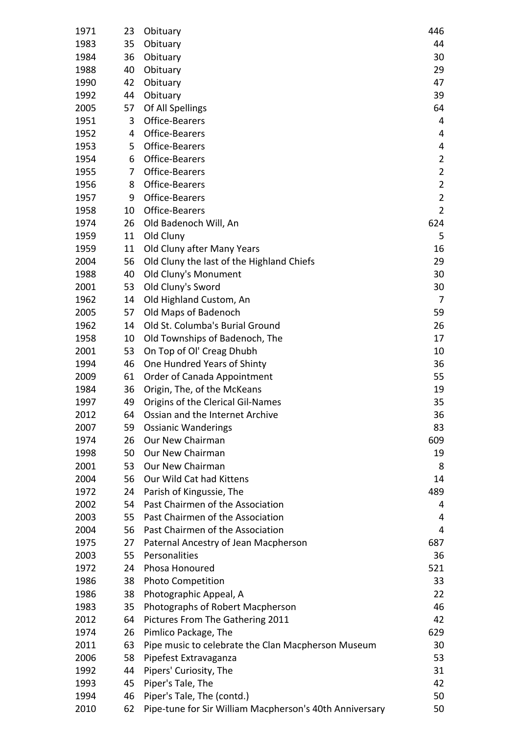| | | | |
|---|---|---|---|
| 1971 | 23 | Obituary | 446 |
| 1983 | 35 | Obituary | 44 |
| 1984 | 36 | Obituary | 30 |
| 1988 | 40 | Obituary | 29 |
| 1990 | 42 | Obituary | 47 |
| 1992 | 44 | Obituary | 39 |
| 2005 | 57 | Of All Spellings | 64 |
| 1951 | 3 | Office-Bearers | 4 |
| 1952 | 4 | Office-Bearers | 4 |
| 1953 | 5 | Office-Bearers | 4 |
| 1954 | 6 | Office-Bearers | 2 |
| 1955 | 7 | Office-Bearers | 2 |
| 1956 | 8 | Office-Bearers | 2 |
| 1957 | 9 | Office-Bearers | 2 |
| 1958 | 10 | Office-Bearers | 2 |
| 1974 | 26 | Old Badenoch Will, An | 624 |
| 1959 | 11 | Old Cluny | 5 |
| 1959 | 11 | Old Cluny after Many Years | 16 |
| 2004 | 56 | Old Cluny the last of the Highland Chiefs | 29 |
| 1988 | 40 | Old Cluny's Monument | 30 |
| 2001 | 53 | Old Cluny's Sword | 30 |
| 1962 | 14 | Old Highland Custom, An | 7 |
| 2005 | 57 | Old Maps of Badenoch | 59 |
| 1962 | 14 | Old St. Columba's Burial Ground | 26 |
| 1958 | 10 | Old Townships of Badenoch, The | 17 |
| 2001 | 53 | On Top of Ol' Creag Dhubh | 10 |
| 1994 | 46 | One Hundred Years of Shinty | 36 |
| 2009 | 61 | Order of Canada Appointment | 55 |
| 1984 | 36 | Origin, The, of the McKeans | 19 |
| 1997 | 49 | Origins of the Clerical Gil-Names | 35 |
| 2012 | 64 | Ossian and the Internet Archive | 36 |
| 2007 | 59 | Ossianic Wanderings | 83 |
| 1974 | 26 | Our New Chairman | 609 |
| 1998 | 50 | Our New Chairman | 19 |
| 2001 | 53 | Our New Chairman | 8 |
| 2004 | 56 | Our Wild Cat had Kittens | 14 |
| 1972 | 24 | Parish of Kingussie, The | 489 |
| 2002 | 54 | Past Chairmen of the Association | 4 |
| 2003 | 55 | Past Chairmen of the Association | 4 |
| 2004 | 56 | Past Chairmen of the Association | 4 |
| 1975 | 27 | Paternal Ancestry of Jean Macpherson | 687 |
| 2003 | 55 | Personalities | 36 |
| 1972 | 24 | Phosa Honoured | 521 |
| 1986 | 38 | Photo Competition | 33 |
| 1986 | 38 | Photographic Appeal, A | 22 |
| 1983 | 35 | Photographs of Robert Macpherson | 46 |
| 2012 | 64 | Pictures From The Gathering 2011 | 42 |
| 1974 | 26 | Pimlico Package, The | 629 |
| 2011 | 63 | Pipe music to celebrate the Clan Macpherson Museum | 30 |
| 2006 | 58 | Pipefest Extravaganza | 53 |
| 1992 | 44 | Pipers' Curiosity, The | 31 |
| 1993 | 45 | Piper's Tale, The | 42 |
| 1994 | 46 | Piper's Tale, The (contd.) | 50 |
| 2010 | 62 | Pipe-tune for Sir William Macpherson's 40th Anniversary | 50 |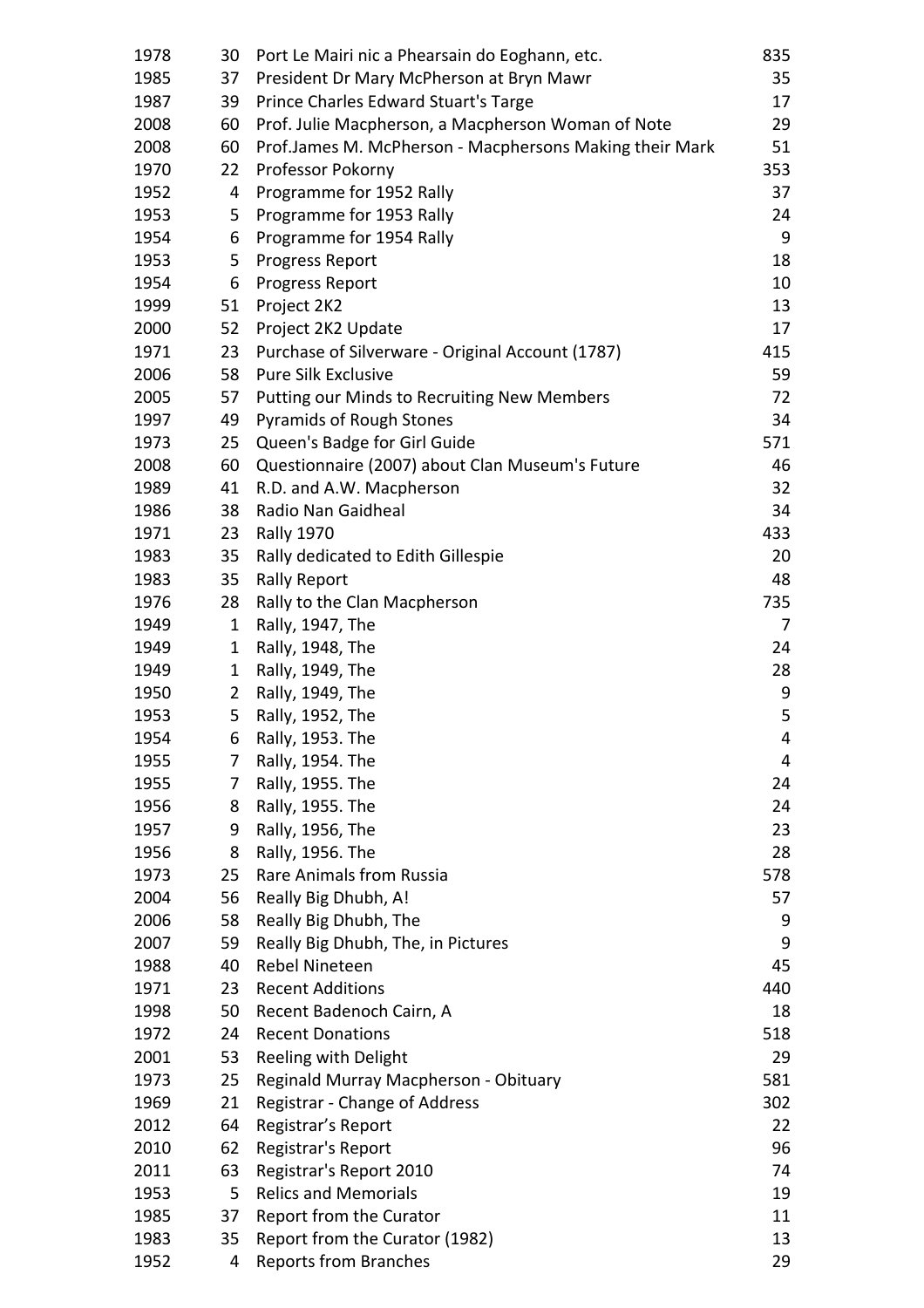| | | | |
|---|---|---|---|
| 1978 | 30 | Port Le Mairi nic a Phearsain do Eoghann, etc. | 835 |
| 1985 | 37 | President Dr Mary McPherson at Bryn Mawr | 35 |
| 1987 | 39 | Prince Charles Edward Stuart's Targe | 17 |
| 2008 | 60 | Prof. Julie Macpherson, a Macpherson Woman of Note | 29 |
| 2008 | 60 | Prof.James M. McPherson - Macphersons Making their Mark | 51 |
| 1970 | 22 | Professor Pokorny | 353 |
| 1952 | 4 | Programme for 1952 Rally | 37 |
| 1953 | 5 | Programme for 1953 Rally | 24 |
| 1954 | 6 | Programme for 1954 Rally | 9 |
| 1953 | 5 | Progress Report | 18 |
| 1954 | 6 | Progress Report | 10 |
| 1999 | 51 | Project 2K2 | 13 |
| 2000 | 52 | Project 2K2 Update | 17 |
| 1971 | 23 | Purchase of Silverware - Original Account (1787) | 415 |
| 2006 | 58 | Pure Silk Exclusive | 59 |
| 2005 | 57 | Putting our Minds to Recruiting New Members | 72 |
| 1997 | 49 | Pyramids of Rough Stones | 34 |
| 1973 | 25 | Queen's Badge for Girl Guide | 571 |
| 2008 | 60 | Questionnaire (2007) about Clan Museum's Future | 46 |
| 1989 | 41 | R.D. and A.W. Macpherson | 32 |
| 1986 | 38 | Radio Nan Gaidheal | 34 |
| 1971 | 23 | Rally 1970 | 433 |
| 1983 | 35 | Rally dedicated to Edith Gillespie | 20 |
| 1983 | 35 | Rally Report | 48 |
| 1976 | 28 | Rally to the Clan Macpherson | 735 |
| 1949 | 1 | Rally, 1947, The | 7 |
| 1949 | 1 | Rally, 1948, The | 24 |
| 1949 | 1 | Rally, 1949, The | 28 |
| 1950 | 2 | Rally, 1949, The | 9 |
| 1953 | 5 | Rally, 1952, The | 5 |
| 1954 | 6 | Rally, 1953. The | 4 |
| 1955 | 7 | Rally, 1954. The | 4 |
| 1955 | 7 | Rally, 1955. The | 24 |
| 1956 | 8 | Rally, 1955. The | 24 |
| 1957 | 9 | Rally, 1956, The | 23 |
| 1956 | 8 | Rally, 1956. The | 28 |
| 1973 | 25 | Rare Animals from Russia | 578 |
| 2004 | 56 | Really Big Dhubh, A! | 57 |
| 2006 | 58 | Really Big Dhubh, The | 9 |
| 2007 | 59 | Really Big Dhubh, The, in Pictures | 9 |
| 1988 | 40 | Rebel Nineteen | 45 |
| 1971 | 23 | Recent Additions | 440 |
| 1998 | 50 | Recent Badenoch Cairn, A | 18 |
| 1972 | 24 | Recent Donations | 518 |
| 2001 | 53 | Reeling with Delight | 29 |
| 1973 | 25 | Reginald Murray Macpherson - Obituary | 581 |
| 1969 | 21 | Registrar - Change of Address | 302 |
| 2012 | 64 | Registrar's Report | 22 |
| 2010 | 62 | Registrar's Report | 96 |
| 2011 | 63 | Registrar's Report 2010 | 74 |
| 1953 | 5 | Relics and Memorials | 19 |
| 1985 | 37 | Report from the Curator | 11 |
| 1983 | 35 | Report from the Curator (1982) | 13 |
| 1952 | 4 | Reports from Branches | 29 |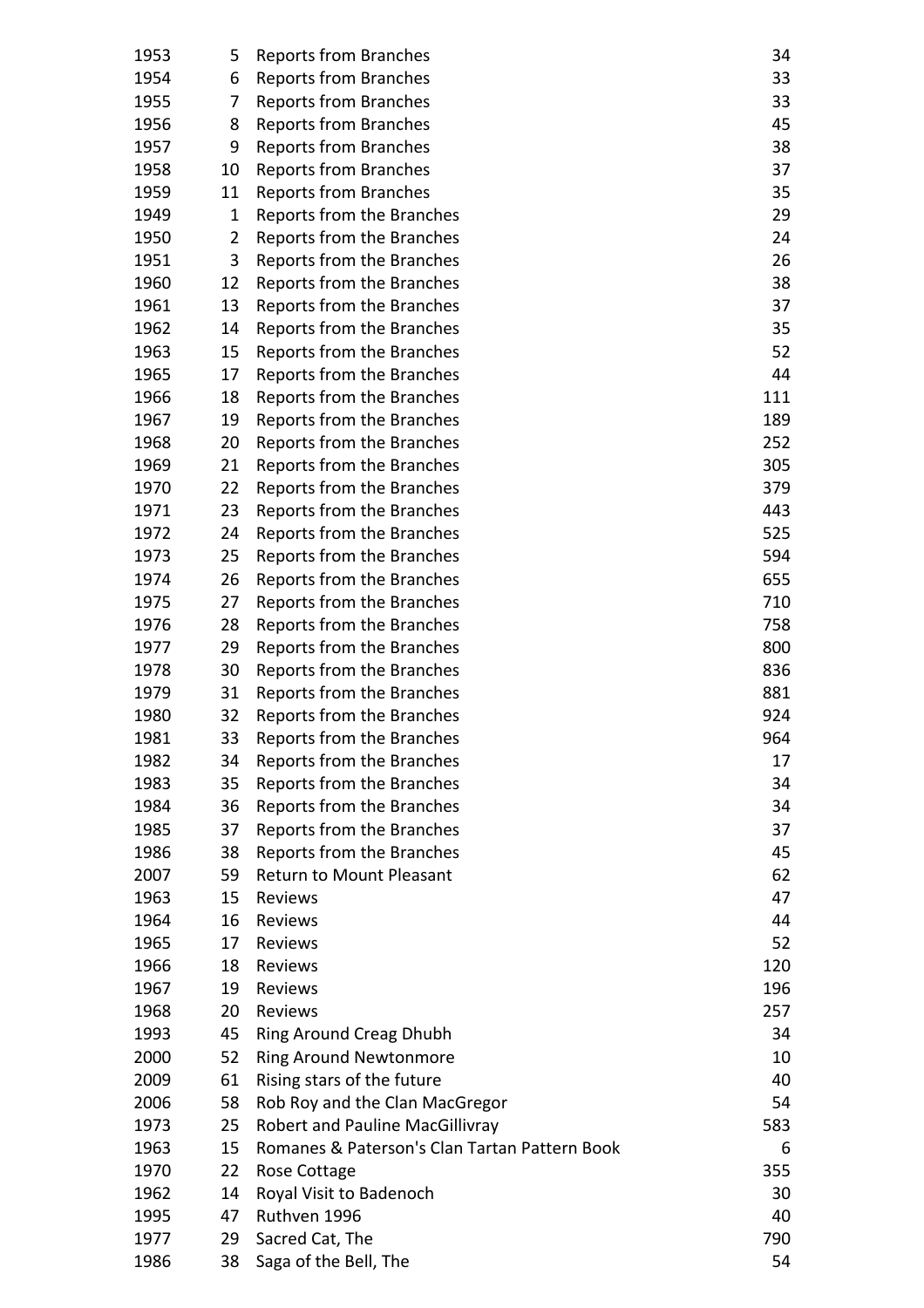| | | | |
|---|---|---|---|
| 1953 | 5 | Reports from Branches | 34 |
| 1954 | 6 | Reports from Branches | 33 |
| 1955 | 7 | Reports from Branches | 33 |
| 1956 | 8 | Reports from Branches | 45 |
| 1957 | 9 | Reports from Branches | 38 |
| 1958 | 10 | Reports from Branches | 37 |
| 1959 | 11 | Reports from Branches | 35 |
| 1949 | 1 | Reports from the Branches | 29 |
| 1950 | 2 | Reports from the Branches | 24 |
| 1951 | 3 | Reports from the Branches | 26 |
| 1960 | 12 | Reports from the Branches | 38 |
| 1961 | 13 | Reports from the Branches | 37 |
| 1962 | 14 | Reports from the Branches | 35 |
| 1963 | 15 | Reports from the Branches | 52 |
| 1965 | 17 | Reports from the Branches | 44 |
| 1966 | 18 | Reports from the Branches | 111 |
| 1967 | 19 | Reports from the Branches | 189 |
| 1968 | 20 | Reports from the Branches | 252 |
| 1969 | 21 | Reports from the Branches | 305 |
| 1970 | 22 | Reports from the Branches | 379 |
| 1971 | 23 | Reports from the Branches | 443 |
| 1972 | 24 | Reports from the Branches | 525 |
| 1973 | 25 | Reports from the Branches | 594 |
| 1974 | 26 | Reports from the Branches | 655 |
| 1975 | 27 | Reports from the Branches | 710 |
| 1976 | 28 | Reports from the Branches | 758 |
| 1977 | 29 | Reports from the Branches | 800 |
| 1978 | 30 | Reports from the Branches | 836 |
| 1979 | 31 | Reports from the Branches | 881 |
| 1980 | 32 | Reports from the Branches | 924 |
| 1981 | 33 | Reports from the Branches | 964 |
| 1982 | 34 | Reports from the Branches | 17 |
| 1983 | 35 | Reports from the Branches | 34 |
| 1984 | 36 | Reports from the Branches | 34 |
| 1985 | 37 | Reports from the Branches | 37 |
| 1986 | 38 | Reports from the Branches | 45 |
| 2007 | 59 | Return to Mount Pleasant | 62 |
| 1963 | 15 | Reviews | 47 |
| 1964 | 16 | Reviews | 44 |
| 1965 | 17 | Reviews | 52 |
| 1966 | 18 | Reviews | 120 |
| 1967 | 19 | Reviews | 196 |
| 1968 | 20 | Reviews | 257 |
| 1993 | 45 | Ring Around Creag Dhubh | 34 |
| 2000 | 52 | Ring Around Newtonmore | 10 |
| 2009 | 61 | Rising stars of the future | 40 |
| 2006 | 58 | Rob Roy and the Clan MacGregor | 54 |
| 1973 | 25 | Robert and Pauline MacGillivray | 583 |
| 1963 | 15 | Romanes & Paterson's Clan Tartan Pattern Book | 6 |
| 1970 | 22 | Rose Cottage | 355 |
| 1962 | 14 | Royal Visit to Badenoch | 30 |
| 1995 | 47 | Ruthven 1996 | 40 |
| 1977 | 29 | Sacred Cat, The | 790 |
| 1986 | 38 | Saga of the Bell, The | 54 |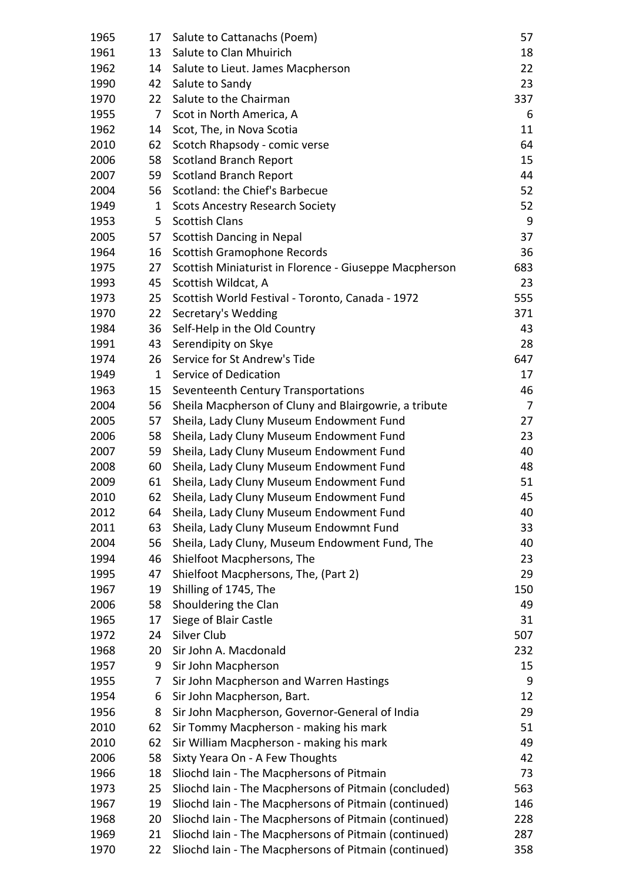| | | | |
|---|---|---|---|
| 1965 | 17 | Salute to Cattanachs (Poem) | 57 |
| 1961 | 13 | Salute to Clan Mhuirich | 18 |
| 1962 | 14 | Salute to Lieut. James Macpherson | 22 |
| 1990 | 42 | Salute to Sandy | 23 |
| 1970 | 22 | Salute to the Chairman | 337 |
| 1955 | 7 | Scot in North America, A | 6 |
| 1962 | 14 | Scot, The, in Nova Scotia | 11 |
| 2010 | 62 | Scotch Rhapsody - comic verse | 64 |
| 2006 | 58 | Scotland Branch Report | 15 |
| 2007 | 59 | Scotland Branch Report | 44 |
| 2004 | 56 | Scotland: the Chief's Barbecue | 52 |
| 1949 | 1 | Scots Ancestry Research Society | 52 |
| 1953 | 5 | Scottish Clans | 9 |
| 2005 | 57 | Scottish Dancing in Nepal | 37 |
| 1964 | 16 | Scottish Gramophone Records | 36 |
| 1975 | 27 | Scottish Miniaturist in Florence - Giuseppe Macpherson | 683 |
| 1993 | 45 | Scottish Wildcat, A | 23 |
| 1973 | 25 | Scottish World Festival - Toronto, Canada - 1972 | 555 |
| 1970 | 22 | Secretary's Wedding | 371 |
| 1984 | 36 | Self-Help in the Old Country | 43 |
| 1991 | 43 | Serendipity on Skye | 28 |
| 1974 | 26 | Service for St Andrew's Tide | 647 |
| 1949 | 1 | Service of Dedication | 17 |
| 1963 | 15 | Seventeenth Century Transportations | 46 |
| 2004 | 56 | Sheila Macpherson of Cluny and Blairgowrie, a tribute | 7 |
| 2005 | 57 | Sheila, Lady Cluny Museum Endowment Fund | 27 |
| 2006 | 58 | Sheila, Lady Cluny Museum Endowment Fund | 23 |
| 2007 | 59 | Sheila, Lady Cluny Museum Endowment Fund | 40 |
| 2008 | 60 | Sheila, Lady Cluny Museum Endowment Fund | 48 |
| 2009 | 61 | Sheila, Lady Cluny Museum Endowment Fund | 51 |
| 2010 | 62 | Sheila, Lady Cluny Museum Endowment Fund | 45 |
| 2012 | 64 | Sheila, Lady Cluny Museum Endowment Fund | 40 |
| 2011 | 63 | Sheila, Lady Cluny Museum Endowmnt Fund | 33 |
| 2004 | 56 | Sheila, Lady Cluny, Museum Endowment Fund, The | 40 |
| 1994 | 46 | Shielfoot Macphersons, The | 23 |
| 1995 | 47 | Shielfoot Macphersons, The, (Part 2) | 29 |
| 1967 | 19 | Shilling of 1745, The | 150 |
| 2006 | 58 | Shouldering the Clan | 49 |
| 1965 | 17 | Siege of Blair Castle | 31 |
| 1972 | 24 | Silver Club | 507 |
| 1968 | 20 | Sir John A. Macdonald | 232 |
| 1957 | 9 | Sir John Macpherson | 15 |
| 1955 | 7 | Sir John Macpherson and Warren Hastings | 9 |
| 1954 | 6 | Sir John Macpherson, Bart. | 12 |
| 1956 | 8 | Sir John Macpherson, Governor-General of India | 29 |
| 2010 | 62 | Sir Tommy Macpherson - making his mark | 51 |
| 2010 | 62 | Sir William Macpherson - making his mark | 49 |
| 2006 | 58 | Sixty Yeara On - A Few Thoughts | 42 |
| 1966 | 18 | Sliochd Iain - The Macphersons of Pitmain | 73 |
| 1973 | 25 | Sliochd Iain - The Macphersons of Pitmain (concluded) | 563 |
| 1967 | 19 | Sliochd Iain - The Macphersons of Pitmain (continued) | 146 |
| 1968 | 20 | Sliochd Iain - The Macphersons of Pitmain (continued) | 228 |
| 1969 | 21 | Sliochd Iain - The Macphersons of Pitmain (continued) | 287 |
| 1970 | 22 | Sliochd Iain - The Macphersons of Pitmain (continued) | 358 |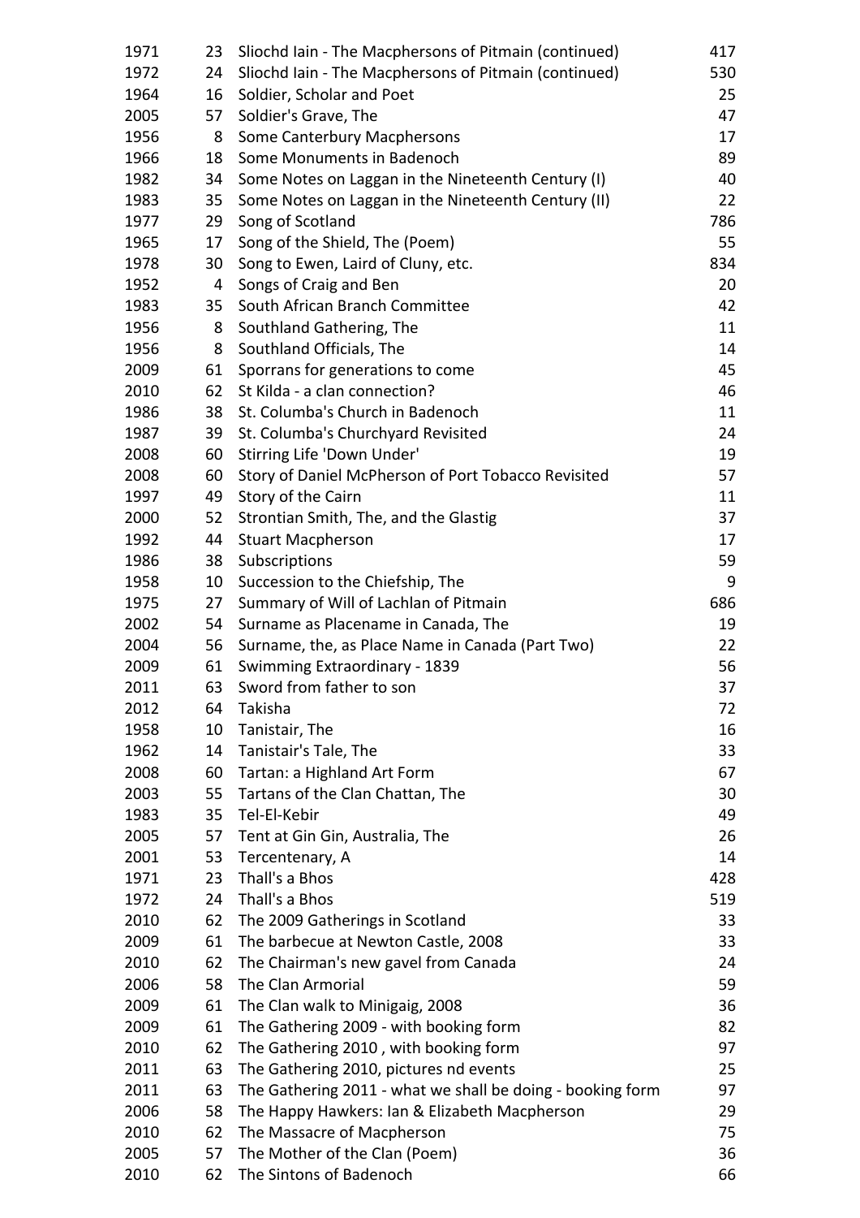| | | | |
|---|---|---|---|
| 1971 | 23 | Sliochd Iain - The Macphersons of Pitmain (continued) | 417 |
| 1972 | 24 | Sliochd Iain - The Macphersons of Pitmain (continued) | 530 |
| 1964 | 16 | Soldier, Scholar and Poet | 25 |
| 2005 | 57 | Soldier's Grave, The | 47 |
| 1956 | 8 | Some Canterbury Macphersons | 17 |
| 1966 | 18 | Some Monuments in Badenoch | 89 |
| 1982 | 34 | Some Notes on Laggan in the Nineteenth Century (I) | 40 |
| 1983 | 35 | Some Notes on Laggan in the Nineteenth Century (II) | 22 |
| 1977 | 29 | Song of Scotland | 786 |
| 1965 | 17 | Song of the Shield, The (Poem) | 55 |
| 1978 | 30 | Song to Ewen, Laird of Cluny, etc. | 834 |
| 1952 | 4 | Songs of Craig and Ben | 20 |
| 1983 | 35 | South African Branch Committee | 42 |
| 1956 | 8 | Southland Gathering, The | 11 |
| 1956 | 8 | Southland Officials, The | 14 |
| 2009 | 61 | Sporrans for generations to come | 45 |
| 2010 | 62 | St Kilda - a clan connection? | 46 |
| 1986 | 38 | St. Columba's Church in Badenoch | 11 |
| 1987 | 39 | St. Columba's Churchyard Revisited | 24 |
| 2008 | 60 | Stirring Life 'Down Under' | 19 |
| 2008 | 60 | Story of Daniel McPherson of Port Tobacco Revisited | 57 |
| 1997 | 49 | Story of the Cairn | 11 |
| 2000 | 52 | Strontian Smith, The, and the Glastig | 37 |
| 1992 | 44 | Stuart Macpherson | 17 |
| 1986 | 38 | Subscriptions | 59 |
| 1958 | 10 | Succession to the Chiefship, The | 9 |
| 1975 | 27 | Summary of Will of Lachlan of Pitmain | 686 |
| 2002 | 54 | Surname as Placename in Canada, The | 19 |
| 2004 | 56 | Surname, the, as Place Name in Canada (Part Two) | 22 |
| 2009 | 61 | Swimming Extraordinary - 1839 | 56 |
| 2011 | 63 | Sword from father to son | 37 |
| 2012 | 64 | Takisha | 72 |
| 1958 | 10 | Tanistair, The | 16 |
| 1962 | 14 | Tanistair's Tale, The | 33 |
| 2008 | 60 | Tartan: a Highland Art Form | 67 |
| 2003 | 55 | Tartans of the Clan Chattan, The | 30 |
| 1983 | 35 | Tel-El-Kebir | 49 |
| 2005 | 57 | Tent at Gin Gin, Australia, The | 26 |
| 2001 | 53 | Tercentenary, A | 14 |
| 1971 | 23 | Thall's a Bhos | 428 |
| 1972 | 24 | Thall's a Bhos | 519 |
| 2010 | 62 | The 2009 Gatherings in Scotland | 33 |
| 2009 | 61 | The barbecue at Newton Castle, 2008 | 33 |
| 2010 | 62 | The Chairman's new gavel from Canada | 24 |
| 2006 | 58 | The Clan Armorial | 59 |
| 2009 | 61 | The Clan walk to Minigaig, 2008 | 36 |
| 2009 | 61 | The Gathering 2009 - with booking form | 82 |
| 2010 | 62 | The Gathering 2010 , with booking form | 97 |
| 2011 | 63 | The Gathering 2010, pictures nd events | 25 |
| 2011 | 63 | The Gathering 2011 - what we shall be doing - booking form | 97 |
| 2006 | 58 | The Happy Hawkers: Ian & Elizabeth Macpherson | 29 |
| 2010 | 62 | The Massacre of Macpherson | 75 |
| 2005 | 57 | The Mother of the Clan (Poem) | 36 |
| 2010 | 62 | The Sintons of Badenoch | 66 |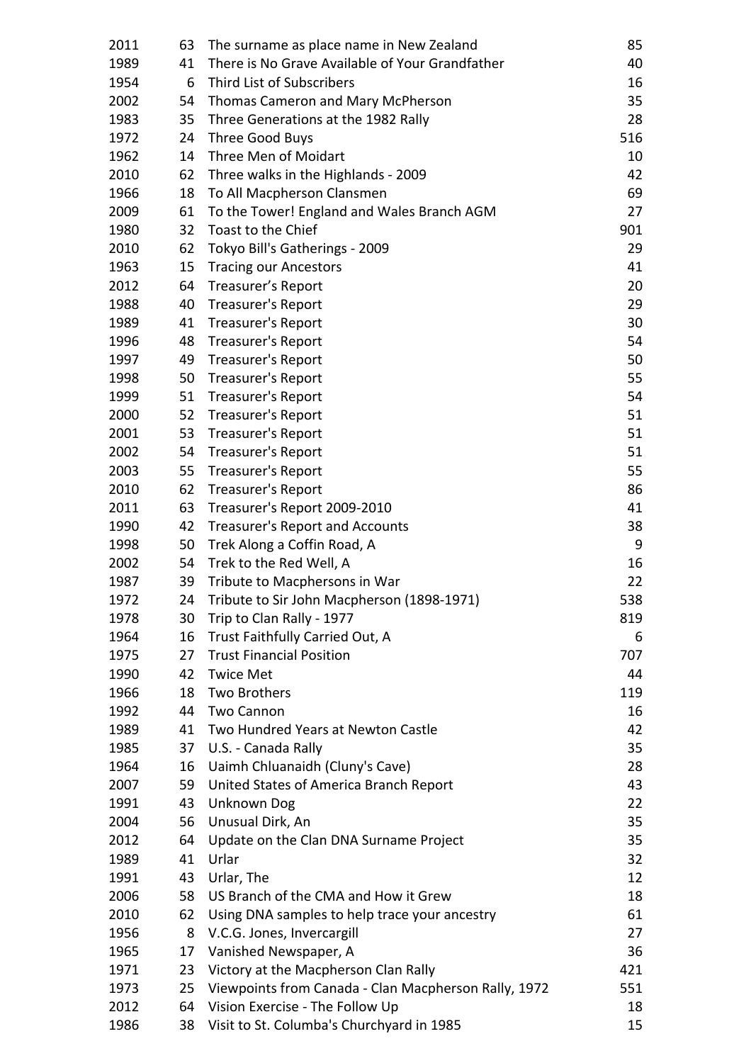| | | | |
|---|---|---|---|
| 2011 | 63 | The surname as place name in New Zealand | 85 |
| 1989 | 41 | There is No Grave Available of Your Grandfather | 40 |
| 1954 | 6 | Third List of Subscribers | 16 |
| 2002 | 54 | Thomas Cameron and Mary McPherson | 35 |
| 1983 | 35 | Three Generations at the 1982 Rally | 28 |
| 1972 | 24 | Three Good Buys | 516 |
| 1962 | 14 | Three Men of Moidart | 10 |
| 2010 | 62 | Three walks in the Highlands - 2009 | 42 |
| 1966 | 18 | To All Macpherson Clansmen | 69 |
| 2009 | 61 | To the Tower! England and Wales Branch AGM | 27 |
| 1980 | 32 | Toast to the Chief | 901 |
| 2010 | 62 | Tokyo Bill's Gatherings - 2009 | 29 |
| 1963 | 15 | Tracing our Ancestors | 41 |
| 2012 | 64 | Treasurer’s Report | 20 |
| 1988 | 40 | Treasurer's Report | 29 |
| 1989 | 41 | Treasurer's Report | 30 |
| 1996 | 48 | Treasurer's Report | 54 |
| 1997 | 49 | Treasurer's Report | 50 |
| 1998 | 50 | Treasurer's Report | 55 |
| 1999 | 51 | Treasurer's Report | 54 |
| 2000 | 52 | Treasurer's Report | 51 |
| 2001 | 53 | Treasurer's Report | 51 |
| 2002 | 54 | Treasurer's Report | 51 |
| 2003 | 55 | Treasurer's Report | 55 |
| 2010 | 62 | Treasurer's Report | 86 |
| 2011 | 63 | Treasurer's Report 2009-2010 | 41 |
| 1990 | 42 | Treasurer's Report and Accounts | 38 |
| 1998 | 50 | Trek Along a Coffin Road, A | 9 |
| 2002 | 54 | Trek to the Red Well, A | 16 |
| 1987 | 39 | Tribute to Macphersons in War | 22 |
| 1972 | 24 | Tribute to Sir John Macpherson (1898-1971) | 538 |
| 1978 | 30 | Trip to Clan Rally - 1977 | 819 |
| 1964 | 16 | Trust Faithfully Carried Out, A | 6 |
| 1975 | 27 | Trust Financial Position | 707 |
| 1990 | 42 | Twice Met | 44 |
| 1966 | 18 | Two Brothers | 119 |
| 1992 | 44 | Two Cannon | 16 |
| 1989 | 41 | Two Hundred Years at Newton Castle | 42 |
| 1985 | 37 | U.S. - Canada Rally | 35 |
| 1964 | 16 | Uaimh Chluanaidh (Cluny's Cave) | 28 |
| 2007 | 59 | United States of America Branch Report | 43 |
| 1991 | 43 | Unknown Dog | 22 |
| 2004 | 56 | Unusual Dirk, An | 35 |
| 2012 | 64 | Update on the Clan DNA Surname Project | 35 |
| 1989 | 41 | Urlar | 32 |
| 1991 | 43 | Urlar, The | 12 |
| 2006 | 58 | US Branch of the CMA and How it Grew | 18 |
| 2010 | 62 | Using DNA samples to help trace your ancestry | 61 |
| 1956 | 8 | V.C.G. Jones, Invercargill | 27 |
| 1965 | 17 | Vanished Newspaper, A | 36 |
| 1971 | 23 | Victory at the Macpherson Clan Rally | 421 |
| 1973 | 25 | Viewpoints from Canada - Clan Macpherson Rally, 1972 | 551 |
| 2012 | 64 | Vision Exercise - The Follow Up | 18 |
| 1986 | 38 | Visit to St. Columba's Churchyard in 1985 | 15 |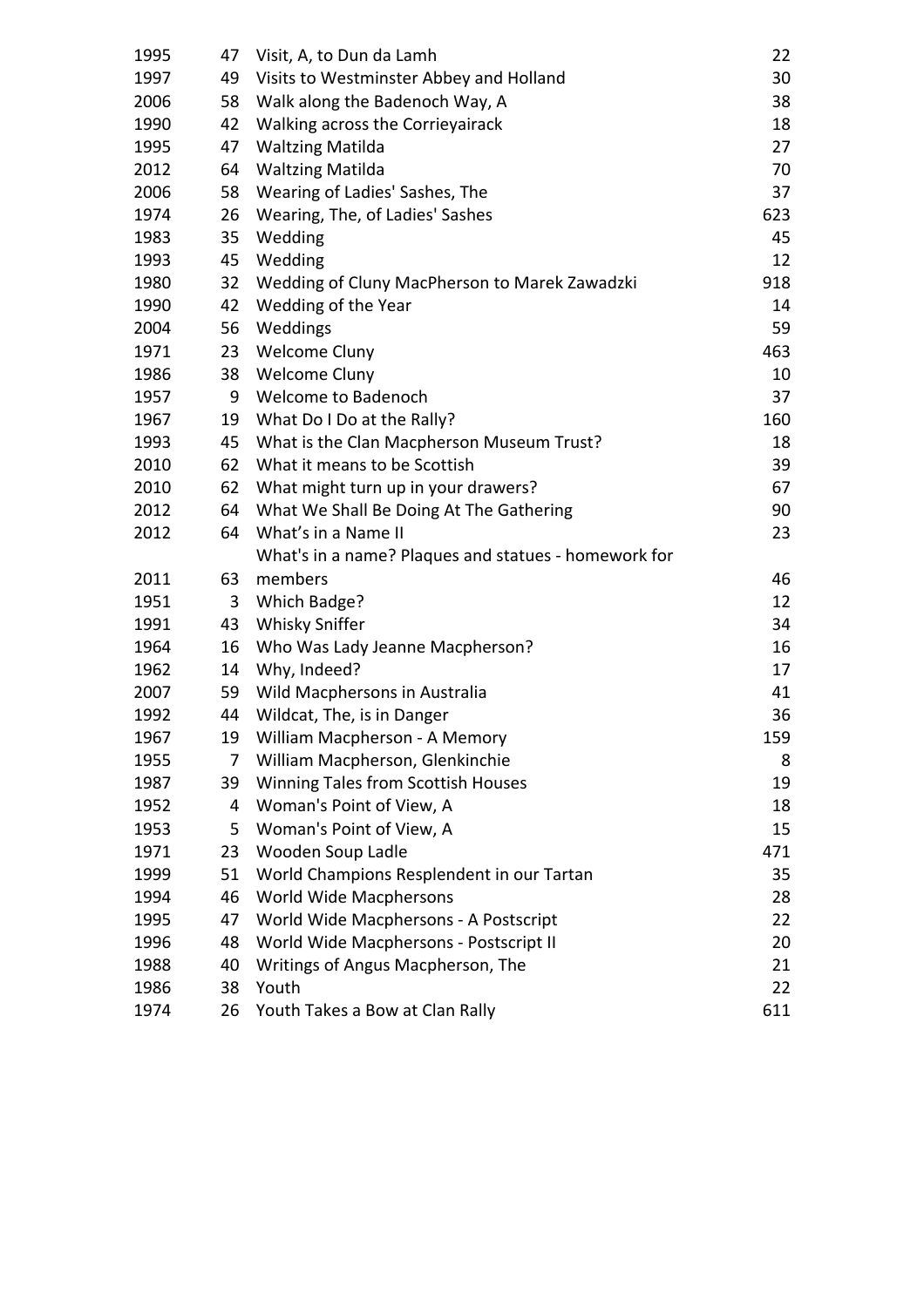| | | | |
|---|---|---|---|
| 1995 | 47 | Visit, A, to Dun da Lamh | 22 |
| 1997 | 49 | Visits to Westminster Abbey and Holland | 30 |
| 2006 | 58 | Walk along the Badenoch Way, A | 38 |
| 1990 | 42 | Walking across the Corrieyairack | 18 |
| 1995 | 47 | Waltzing Matilda | 27 |
| 2012 | 64 | Waltzing Matilda | 70 |
| 2006 | 58 | Wearing of Ladies' Sashes, The | 37 |
| 1974 | 26 | Wearing, The, of Ladies' Sashes | 623 |
| 1983 | 35 | Wedding | 45 |
| 1993 | 45 | Wedding | 12 |
| 1980 | 32 | Wedding of Cluny MacPherson to Marek Zawadzki | 918 |
| 1990 | 42 | Wedding of the Year | 14 |
| 2004 | 56 | Weddings | 59 |
| 1971 | 23 | Welcome Cluny | 463 |
| 1986 | 38 | Welcome Cluny | 10 |
| 1957 | 9 | Welcome to Badenoch | 37 |
| 1967 | 19 | What Do I Do at the Rally? | 160 |
| 1993 | 45 | What is the Clan Macpherson Museum Trust? | 18 |
| 2010 | 62 | What it means to be Scottish | 39 |
| 2010 | 62 | What might turn up in your drawers? | 67 |
| 2012 | 64 | What We Shall Be Doing At The Gathering | 90 |
| 2012 | 64 | What's in a Name II | 23 |
| 2011 | 63 | What's in a name? Plaques and statues - homework for members | 46 |
| 1951 | 3 | Which Badge? | 12 |
| 1991 | 43 | Whisky Sniffer | 34 |
| 1964 | 16 | Who Was Lady Jeanne Macpherson? | 16 |
| 1962 | 14 | Why, Indeed? | 17 |
| 2007 | 59 | Wild Macphersons in Australia | 41 |
| 1992 | 44 | Wildcat, The, is in Danger | 36 |
| 1967 | 19 | William Macpherson - A Memory | 159 |
| 1955 | 7 | William Macpherson, Glenkinchie | 8 |
| 1987 | 39 | Winning Tales from Scottish Houses | 19 |
| 1952 | 4 | Woman's Point of View, A | 18 |
| 1953 | 5 | Woman's Point of View, A | 15 |
| 1971 | 23 | Wooden Soup Ladle | 471 |
| 1999 | 51 | World Champions Resplendent in our Tartan | 35 |
| 1994 | 46 | World Wide Macphersons | 28 |
| 1995 | 47 | World Wide Macphersons - A Postscript | 22 |
| 1996 | 48 | World Wide Macphersons - Postscript II | 20 |
| 1988 | 40 | Writings of Angus Macpherson, The | 21 |
| 1986 | 38 | Youth | 22 |
| 1974 | 26 | Youth Takes a Bow at Clan Rally | 611 |